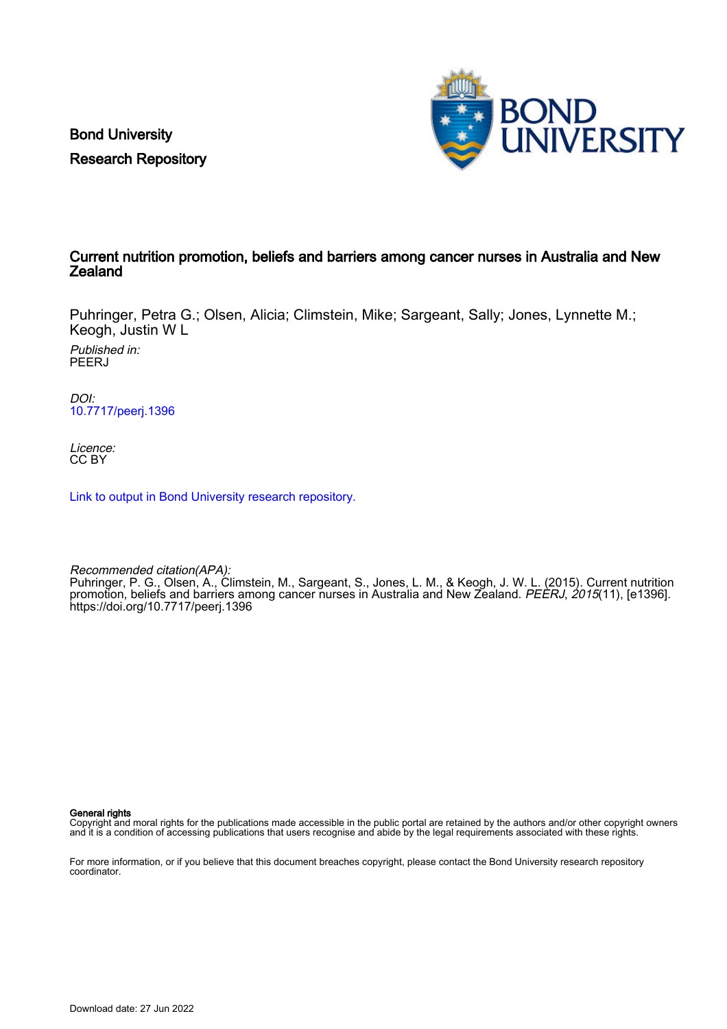Bond University
Research Repository

# Current nutrition promotion, beliefs and barriers among cancer nurses in Australia and New Zealand

Puhringer, Petra G.; Olsen, Alicia; Climstein, Mike; Sargeant, Sally; Jones, Lynnette M.; Keogh, Justin W L

*Published in:*
PEERJ

*DOI:*
10.7717/peerj.1396

*Licence:*
CC BY

Link to output in Bond University research repository.

*Recommended citation(APA):*
Puhringer, P. G., Olsen, A., Climstein, M., Sargeant, S., Jones, L. M., & Keogh, J. W. L. (2015). Current nutrition promotion, beliefs and barriers among cancer nurses in Australia and New Zealand. *PEERJ*, *2015*(11), [e1396]. https://doi.org/10.7717/peerj.1396

**General rights**
Copyright and moral rights for the publications made accessible in the public portal are retained by the authors and/or other copyright owners and it is a condition of accessing publications that users recognise and abide by the legal requirements associated with these rights.

For more information, or if you believe that this document breaches copyright, please contact the Bond University research repository coordinator.

Download date: 27 Jun 2022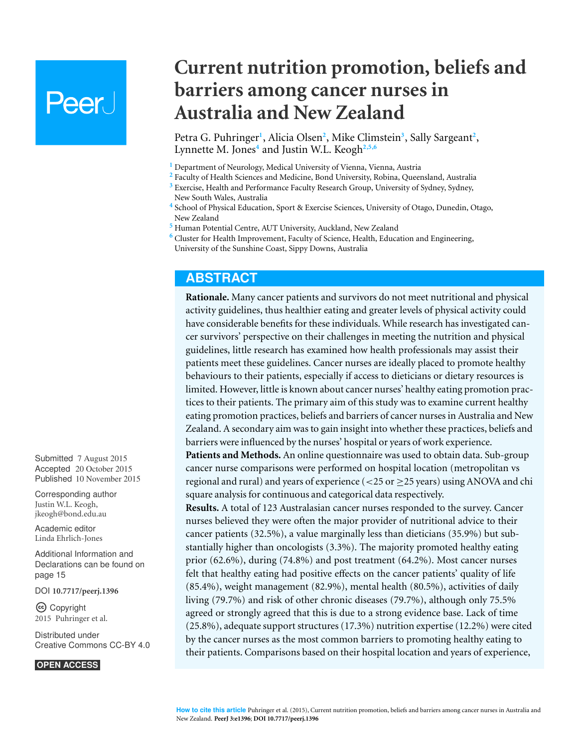# Current nutrition promotion, beliefs and barriers among cancer nurses in Australia and New Zealand

Petra G. Puhringer[1], Alicia Olsen[2], Mike Climstein[3], Sally Sargeant[2], Lynnette M. Jones[4] and Justin W.L. Keogh[2,5,6]

[1] Department of Neurology, Medical University of Vienna, Vienna, Austria
[2] Faculty of Health Sciences and Medicine, Bond University, Robina, Queensland, Australia
[3] Exercise, Health and Performance Faculty Research Group, University of Sydney, Sydney, New South Wales, Australia
[4] School of Physical Education, Sport & Exercise Sciences, University of Otago, Dunedin, Otago, New Zealand
[5] Human Potential Centre, AUT University, Auckland, New Zealand
[6] Cluster for Health Improvement, Faculty of Science, Health, Education and Engineering, University of the Sunshine Coast, Sippy Downs, Australia

Submitted 7 August 2015
Accepted 20 October 2015
Published 10 November 2015

Corresponding author
Justin W.L. Keogh, jkeogh@bond.edu.au

Academic editor
Linda Ehrlich-Jones

Additional Information and Declarations can be found on page 15

DOI 10.7717/peerj.1396

Copyright
2015 Puhringer et al.

Distributed under
Creative Commons CC-BY 4.0

OPEN ACCESS

## ABSTRACT

**Rationale.** Many cancer patients and survivors do not meet nutritional and physical activity guidelines, thus healthier eating and greater levels of physical activity could have considerable benefits for these individuals. While research has investigated cancer survivors' perspective on their challenges in meeting the nutrition and physical guidelines, little research has examined how health professionals may assist their patients meet these guidelines. Cancer nurses are ideally placed to promote healthy behaviours to their patients, especially if access to dieticians or dietary resources is limited. However, little is known about cancer nurses' healthy eating promotion practices to their patients. The primary aim of this study was to examine current healthy eating promotion practices, beliefs and barriers of cancer nurses in Australia and New Zealand. A secondary aim was to gain insight into whether these practices, beliefs and barriers were influenced by the nurses' hospital or years of work experience.

**Patients and Methods.** An online questionnaire was used to obtain data. Sub-group cancer nurse comparisons were performed on hospital location (metropolitan vs regional and rural) and years of experience ($<25$ or $\geq 25$ years) using ANOVA and chi square analysis for continuous and categorical data respectively.

**Results.** A total of 123 Australasian cancer nurses responded to the survey. Cancer nurses believed they were often the major provider of nutritional advice to their cancer patients (32.5%), a value marginally less than dieticians (35.9%) but substantially higher than oncologists (3.3%). The majority promoted healthy eating prior (62.6%), during (74.8%) and post treatment (64.2%). Most cancer nurses felt that healthy eating had positive effects on the cancer patients' quality of life (85.4%), weight management (82.9%), mental health (80.5%), activities of daily living (79.7%) and risk of other chronic diseases (79.7%), although only 75.5% agreed or strongly agreed that this is due to a strong evidence base. Lack of time (25.8%), adequate support structures (17.3%) nutrition expertise (12.2%) were cited by the cancer nurses as the most common barriers to promoting healthy eating to their patients. Comparisons based on their hospital location and years of experience,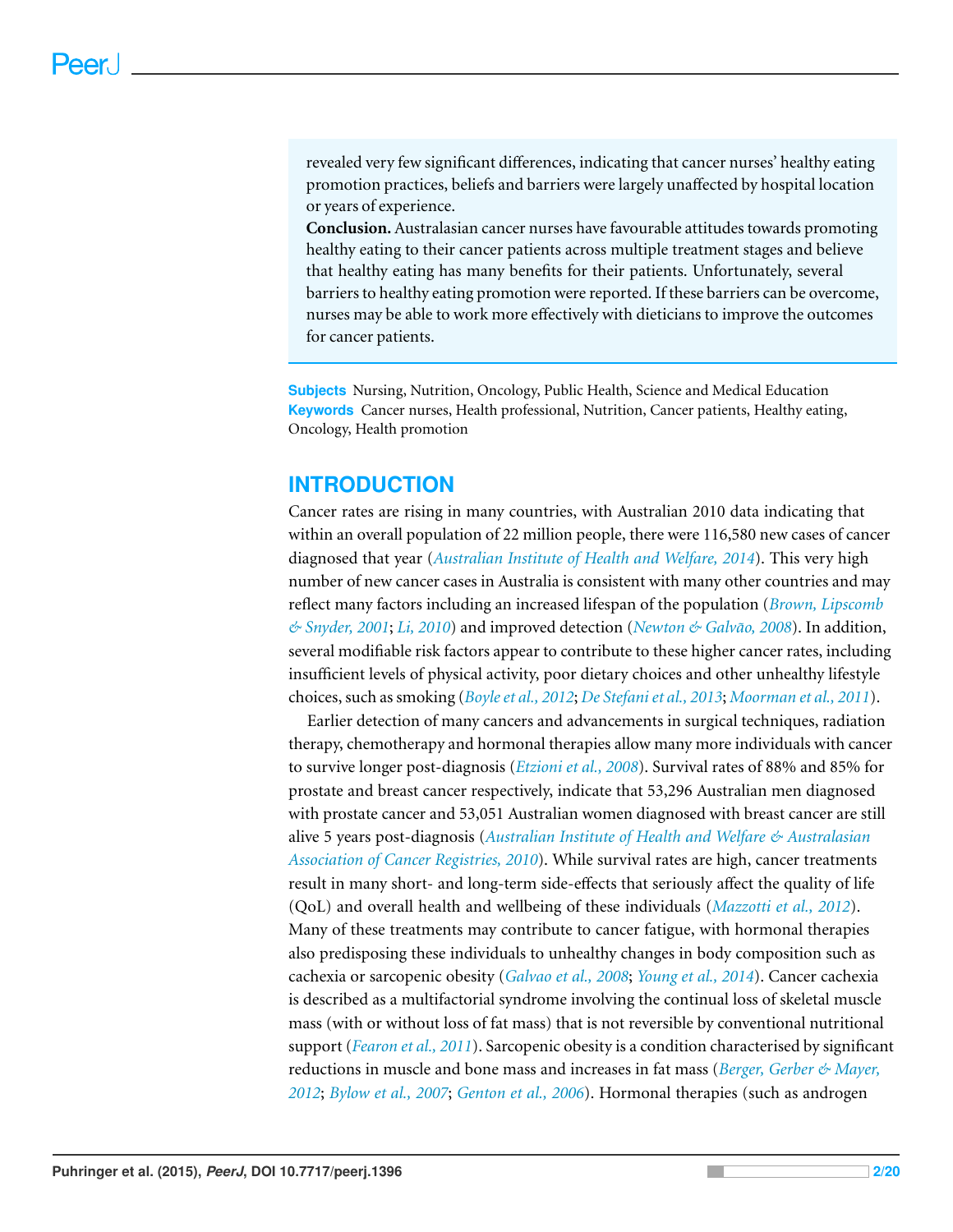revealed very few significant differences, indicating that cancer nurses' healthy eating promotion practices, beliefs and barriers were largely unaffected by hospital location or years of experience.

**Conclusion.** Australasian cancer nurses have favourable attitudes towards promoting healthy eating to their cancer patients across multiple treatment stages and believe that healthy eating has many benefits for their patients. Unfortunately, several barriers to healthy eating promotion were reported. If these barriers can be overcome, nurses may be able to work more effectively with dieticians to improve the outcomes for cancer patients.

**Subjects** Nursing, Nutrition, Oncology, Public Health, Science and Medical Education
**Keywords** Cancer nurses, Health professional, Nutrition, Cancer patients, Healthy eating, Oncology, Health promotion

## INTRODUCTION

Cancer rates are rising in many countries, with Australian 2010 data indicating that within an overall population of 22 million people, there were 116,580 new cases of cancer diagnosed that year (*Australian Institute of Health and Welfare, 2014*). This very high number of new cancer cases in Australia is consistent with many other countries and may reflect many factors including an increased lifespan of the population (*Brown, Lipscomb & Snyder, 2001*; *Li, 2010*) and improved detection (*Newton & Galvão, 2008*). In addition, several modifiable risk factors appear to contribute to these higher cancer rates, including insufficient levels of physical activity, poor dietary choices and other unhealthy lifestyle choices, such as smoking (*Boyle et al., 2012*; *De Stefani et al., 2013*; *Moorman et al., 2011*).

Earlier detection of many cancers and advancements in surgical techniques, radiation therapy, chemotherapy and hormonal therapies allow many more individuals with cancer to survive longer post-diagnosis (*Etzioni et al., 2008*). Survival rates of 88% and 85% for prostate and breast cancer respectively, indicate that 53,296 Australian men diagnosed with prostate cancer and 53,051 Australian women diagnosed with breast cancer are still alive 5 years post-diagnosis (*Australian Institute of Health and Welfare & Australasian Association of Cancer Registries, 2010*). While survival rates are high, cancer treatments result in many short- and long-term side-effects that seriously affect the quality of life (QoL) and overall health and wellbeing of these individuals (*Mazzotti et al., 2012*). Many of these treatments may contribute to cancer fatigue, with hormonal therapies also predisposing these individuals to unhealthy changes in body composition such as cachexia or sarcopenic obesity (*Galvao et al., 2008*; *Young et al., 2014*). Cancer cachexia is described as a multifactorial syndrome involving the continual loss of skeletal muscle mass (with or without loss of fat mass) that is not reversible by conventional nutritional support (*Fearon et al., 2011*). Sarcopenic obesity is a condition characterised by significant reductions in muscle and bone mass and increases in fat mass (*Berger, Gerber & Mayer, 2012*; *Bylow et al., 2007*; *Genton et al., 2006*). Hormonal therapies (such as androgen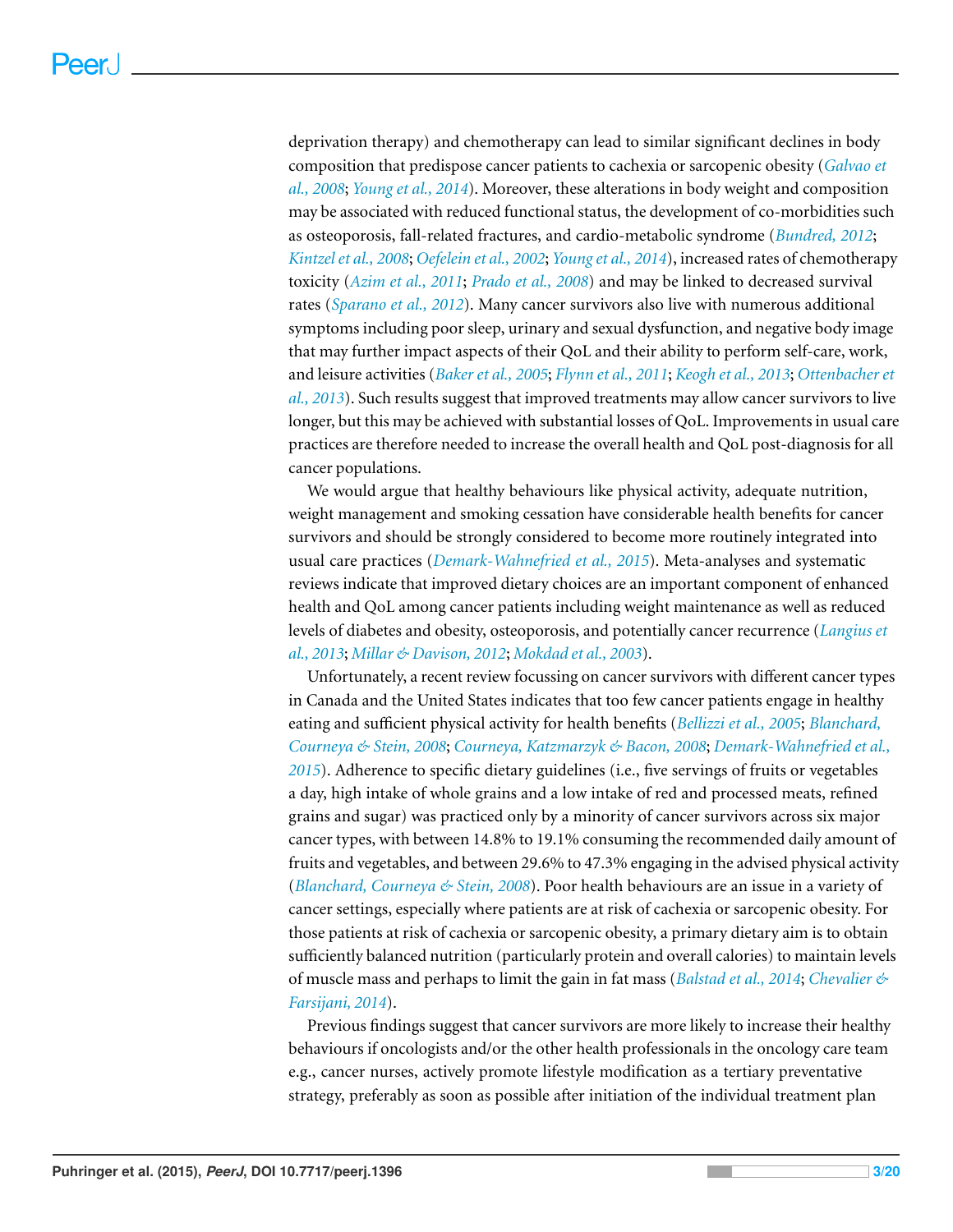deprivation therapy) and chemotherapy can lead to similar significant declines in body composition that predispose cancer patients to cachexia or sarcopenic obesity (*Galvao et al., 2008*; *Young et al., 2014*). Moreover, these alterations in body weight and composition may be associated with reduced functional status, the development of co-morbidities such as osteoporosis, fall-related fractures, and cardio-metabolic syndrome (*Bundred, 2012*; *Kintzel et al., 2008*; *Oefelein et al., 2002*; *Young et al., 2014*), increased rates of chemotherapy toxicity (*Azim et al., 2011*; *Prado et al., 2008*) and may be linked to decreased survival rates (*Sparano et al., 2012*). Many cancer survivors also live with numerous additional symptoms including poor sleep, urinary and sexual dysfunction, and negative body image that may further impact aspects of their QoL and their ability to perform self-care, work, and leisure activities (*Baker et al., 2005*; *Flynn et al., 2011*; *Keogh et al., 2013*; *Ottenbacher et al., 2013*). Such results suggest that improved treatments may allow cancer survivors to live longer, but this may be achieved with substantial losses of QoL. Improvements in usual care practices are therefore needed to increase the overall health and QoL post-diagnosis for all cancer populations.

We would argue that healthy behaviours like physical activity, adequate nutrition, weight management and smoking cessation have considerable health benefits for cancer survivors and should be strongly considered to become more routinely integrated into usual care practices (*Demark-Wahnefried et al., 2015*). Meta-analyses and systematic reviews indicate that improved dietary choices are an important component of enhanced health and QoL among cancer patients including weight maintenance as well as reduced levels of diabetes and obesity, osteoporosis, and potentially cancer recurrence (*Langius et al., 2013*; *Millar & Davison, 2012*; *Mokdad et al., 2003*).

Unfortunately, a recent review focussing on cancer survivors with different cancer types in Canada and the United States indicates that too few cancer patients engage in healthy eating and sufficient physical activity for health benefits (*Bellizzi et al., 2005*; *Blanchard, Courneya & Stein, 2008*; *Courneya, Katzmarzyk & Bacon, 2008*; *Demark-Wahnefried et al., 2015*). Adherence to specific dietary guidelines (i.e., five servings of fruits or vegetables a day, high intake of whole grains and a low intake of red and processed meats, refined grains and sugar) was practiced only by a minority of cancer survivors across six major cancer types, with between 14.8% to 19.1% consuming the recommended daily amount of fruits and vegetables, and between 29.6% to 47.3% engaging in the advised physical activity (*Blanchard, Courneya & Stein, 2008*). Poor health behaviours are an issue in a variety of cancer settings, especially where patients are at risk of cachexia or sarcopenic obesity. For those patients at risk of cachexia or sarcopenic obesity, a primary dietary aim is to obtain sufficiently balanced nutrition (particularly protein and overall calories) to maintain levels of muscle mass and perhaps to limit the gain in fat mass (*Balstad et al., 2014*; *Chevalier & Farsijani, 2014*).

Previous findings suggest that cancer survivors are more likely to increase their healthy behaviours if oncologists and/or the other health professionals in the oncology care team e.g., cancer nurses, actively promote lifestyle modification as a tertiary preventative strategy, preferably as soon as possible after initiation of the individual treatment plan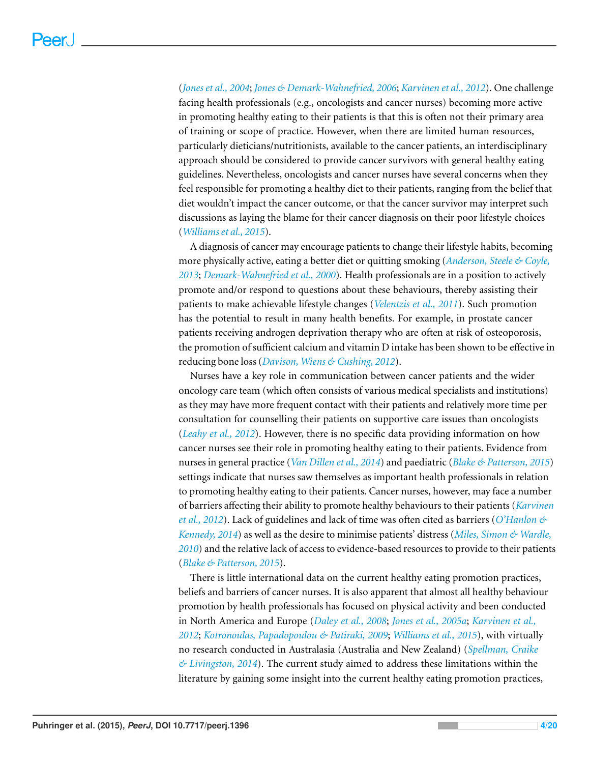(Jones et al., 2004; Jones & Demark-Wahnefried, 2006; Karvinen et al., 2012). One challenge facing health professionals (e.g., oncologists and cancer nurses) becoming more active in promoting healthy eating to their patients is that this is often not their primary area of training or scope of practice. However, when there are limited human resources, particularly dieticians/nutritionists, available to the cancer patients, an interdisciplinary approach should be considered to provide cancer survivors with general healthy eating guidelines. Nevertheless, oncologists and cancer nurses have several concerns when they feel responsible for promoting a healthy diet to their patients, ranging from the belief that diet wouldn't impact the cancer outcome, or that the cancer survivor may interpret such discussions as laying the blame for their cancer diagnosis on their poor lifestyle choices (Williams et al., 2015).

A diagnosis of cancer may encourage patients to change their lifestyle habits, becoming more physically active, eating a better diet or quitting smoking (Anderson, Steele & Coyle, 2013; Demark-Wahnefried et al., 2000). Health professionals are in a position to actively promote and/or respond to questions about these behaviours, thereby assisting their patients to make achievable lifestyle changes (Velentzis et al., 2011). Such promotion has the potential to result in many health benefits. For example, in prostate cancer patients receiving androgen deprivation therapy who are often at risk of osteoporosis, the promotion of sufficient calcium and vitamin D intake has been shown to be effective in reducing bone loss (Davison, Wiens & Cushing, 2012).

Nurses have a key role in communication between cancer patients and the wider oncology care team (which often consists of various medical specialists and institutions) as they may have more frequent contact with their patients and relatively more time per consultation for counselling their patients on supportive care issues than oncologists (Leahy et al., 2012). However, there is no specific data providing information on how cancer nurses see their role in promoting healthy eating to their patients. Evidence from nurses in general practice (Van Dillen et al., 2014) and paediatric (Blake & Patterson, 2015) settings indicate that nurses saw themselves as important health professionals in relation to promoting healthy eating to their patients. Cancer nurses, however, may face a number of barriers affecting their ability to promote healthy behaviours to their patients (Karvinen et al., 2012). Lack of guidelines and lack of time was often cited as barriers (O'Hanlon & Kennedy, 2014) as well as the desire to minimise patients' distress (Miles, Simon & Wardle, 2010) and the relative lack of access to evidence-based resources to provide to their patients (Blake & Patterson, 2015).

There is little international data on the current healthy eating promotion practices, beliefs and barriers of cancer nurses. It is also apparent that almost all healthy behaviour promotion by health professionals has focused on physical activity and been conducted in North America and Europe (Daley et al., 2008; Jones et al., 2005a; Karvinen et al., 2012; Kotronoulas, Papadopoulou & Patiraki, 2009; Williams et al., 2015), with virtually no research conducted in Australasia (Australia and New Zealand) (Spellman, Craike & Livingston, 2014). The current study aimed to address these limitations within the literature by gaining some insight into the current healthy eating promotion practices,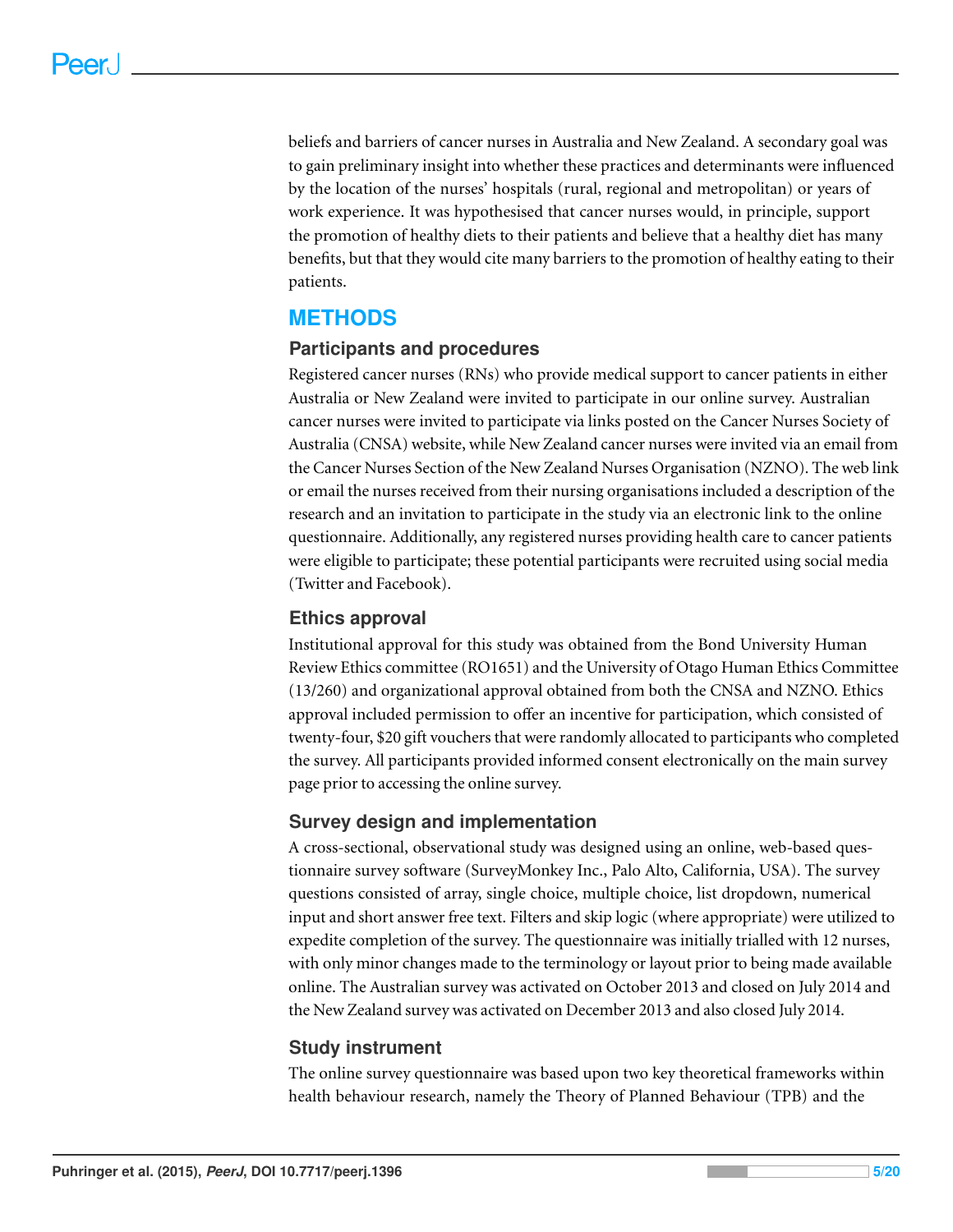beliefs and barriers of cancer nurses in Australia and New Zealand. A secondary goal was to gain preliminary insight into whether these practices and determinants were influenced by the location of the nurses' hospitals (rural, regional and metropolitan) or years of work experience. It was hypothesised that cancer nurses would, in principle, support the promotion of healthy diets to their patients and believe that a healthy diet has many benefits, but that they would cite many barriers to the promotion of healthy eating to their patients.

# METHODS

## Participants and procedures

Registered cancer nurses (RNs) who provide medical support to cancer patients in either Australia or New Zealand were invited to participate in our online survey. Australian cancer nurses were invited to participate via links posted on the Cancer Nurses Society of Australia (CNSA) website, while New Zealand cancer nurses were invited via an email from the Cancer Nurses Section of the New Zealand Nurses Organisation (NZNO). The web link or email the nurses received from their nursing organisations included a description of the research and an invitation to participate in the study via an electronic link to the online questionnaire. Additionally, any registered nurses providing health care to cancer patients were eligible to participate; these potential participants were recruited using social media (Twitter and Facebook).

## Ethics approval

Institutional approval for this study was obtained from the Bond University Human Review Ethics committee (RO1651) and the University of Otago Human Ethics Committee (13/260) and organizational approval obtained from both the CNSA and NZNO. Ethics approval included permission to offer an incentive for participation, which consisted of twenty-four, $20 gift vouchers that were randomly allocated to participants who completed the survey. All participants provided informed consent electronically on the main survey page prior to accessing the online survey.

## Survey design and implementation

A cross-sectional, observational study was designed using an online, web-based questionnaire survey software (SurveyMonkey Inc., Palo Alto, California, USA). The survey questions consisted of array, single choice, multiple choice, list dropdown, numerical input and short answer free text. Filters and skip logic (where appropriate) were utilized to expedite completion of the survey. The questionnaire was initially trialled with 12 nurses, with only minor changes made to the terminology or layout prior to being made available online. The Australian survey was activated on October 2013 and closed on July 2014 and the New Zealand survey was activated on December 2013 and also closed July 2014.

## Study instrument

The online survey questionnaire was based upon two key theoretical frameworks within health behaviour research, namely the Theory of Planned Behaviour (TPB) and the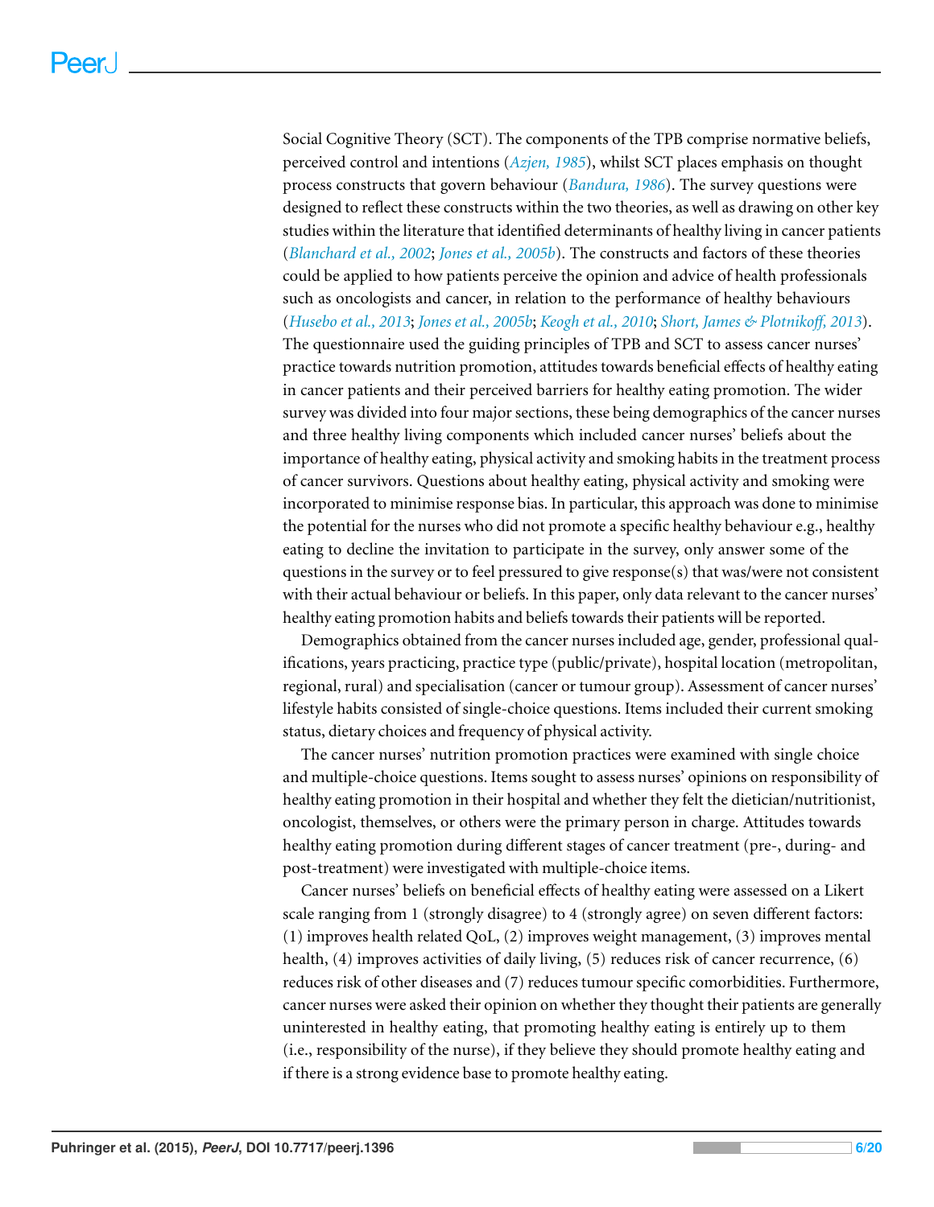Social Cognitive Theory (SCT). The components of the TPB comprise normative beliefs, perceived control and intentions (*Azjen, 1985*), whilst SCT places emphasis on thought process constructs that govern behaviour (*Bandura, 1986*). The survey questions were designed to reflect these constructs within the two theories, as well as drawing on other key studies within the literature that identified determinants of healthy living in cancer patients (*Blanchard et al., 2002*; *Jones et al., 2005b*). The constructs and factors of these theories could be applied to how patients perceive the opinion and advice of health professionals such as oncologists and cancer, in relation to the performance of healthy behaviours (*Husebo et al., 2013*; *Jones et al., 2005b*; *Keogh et al., 2010*; *Short, James & Plotnikoff, 2013*). The questionnaire used the guiding principles of TPB and SCT to assess cancer nurses' practice towards nutrition promotion, attitudes towards beneficial effects of healthy eating in cancer patients and their perceived barriers for healthy eating promotion. The wider survey was divided into four major sections, these being demographics of the cancer nurses and three healthy living components which included cancer nurses' beliefs about the importance of healthy eating, physical activity and smoking habits in the treatment process of cancer survivors. Questions about healthy eating, physical activity and smoking were incorporated to minimise response bias. In particular, this approach was done to minimise the potential for the nurses who did not promote a specific healthy behaviour e.g., healthy eating to decline the invitation to participate in the survey, only answer some of the questions in the survey or to feel pressured to give response(s) that was/were not consistent with their actual behaviour or beliefs. In this paper, only data relevant to the cancer nurses' healthy eating promotion habits and beliefs towards their patients will be reported.

Demographics obtained from the cancer nurses included age, gender, professional qualifications, years practicing, practice type (public/private), hospital location (metropolitan, regional, rural) and specialisation (cancer or tumour group). Assessment of cancer nurses' lifestyle habits consisted of single-choice questions. Items included their current smoking status, dietary choices and frequency of physical activity.

The cancer nurses' nutrition promotion practices were examined with single choice and multiple-choice questions. Items sought to assess nurses' opinions on responsibility of healthy eating promotion in their hospital and whether they felt the dietician/nutritionist, oncologist, themselves, or others were the primary person in charge. Attitudes towards healthy eating promotion during different stages of cancer treatment (pre-, during- and post-treatment) were investigated with multiple-choice items.

Cancer nurses' beliefs on beneficial effects of healthy eating were assessed on a Likert scale ranging from 1 (strongly disagree) to 4 (strongly agree) on seven different factors: (1) improves health related QoL, (2) improves weight management, (3) improves mental health, (4) improves activities of daily living, (5) reduces risk of cancer recurrence, (6) reduces risk of other diseases and (7) reduces tumour specific comorbidities. Furthermore, cancer nurses were asked their opinion on whether they thought their patients are generally uninterested in healthy eating, that promoting healthy eating is entirely up to them (i.e., responsibility of the nurse), if they believe they should promote healthy eating and if there is a strong evidence base to promote healthy eating.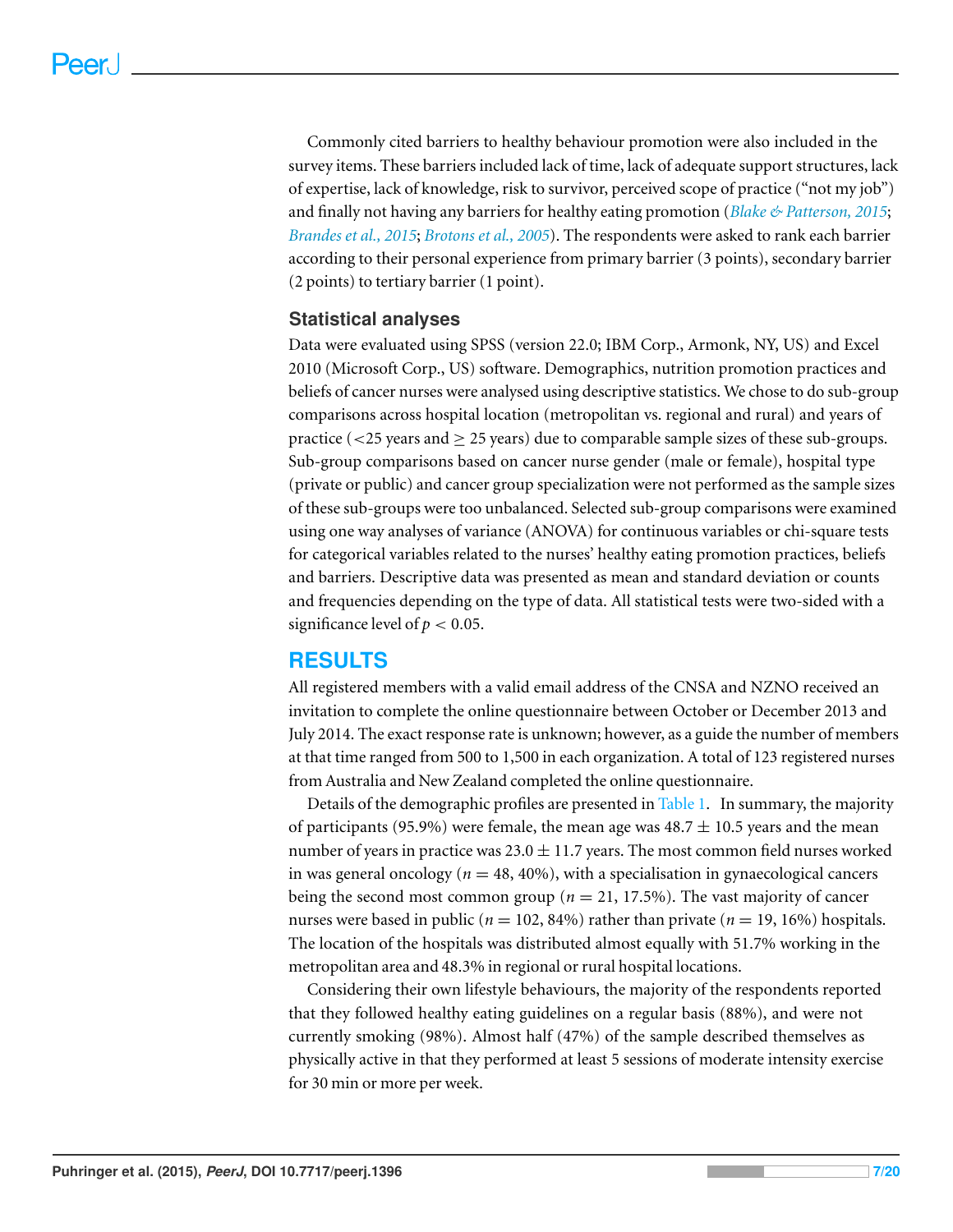Commonly cited barriers to healthy behaviour promotion were also included in the survey items. These barriers included lack of time, lack of adequate support structures, lack of expertise, lack of knowledge, risk to survivor, perceived scope of practice ("not my job") and finally not having any barriers for healthy eating promotion (*Blake & Patterson, 2015*; *Brandes et al., 2015*; *Brotons et al., 2005*). The respondents were asked to rank each barrier according to their personal experience from primary barrier (3 points), secondary barrier (2 points) to tertiary barrier (1 point).

### Statistical analyses

Data were evaluated using SPSS (version 22.0; IBM Corp., Armonk, NY, US) and Excel 2010 (Microsoft Corp., US) software. Demographics, nutrition promotion practices and beliefs of cancer nurses were analysed using descriptive statistics. We chose to do sub-group comparisons across hospital location (metropolitan vs. regional and rural) and years of practice ($<25$ years and $\geq 25$ years) due to comparable sample sizes of these sub-groups. Sub-group comparisons based on cancer nurse gender (male or female), hospital type (private or public) and cancer group specialization were not performed as the sample sizes of these sub-groups were too unbalanced. Selected sub-group comparisons were examined using one way analyses of variance (ANOVA) for continuous variables or chi-square tests for categorical variables related to the nurses' healthy eating promotion practices, beliefs and barriers. Descriptive data was presented as mean and standard deviation or counts and frequencies depending on the type of data. All statistical tests were two-sided with a significance level of $p < 0.05$.

## RESULTS

All registered members with a valid email address of the CNSA and NZNO received an invitation to complete the online questionnaire between October or December 2013 and July 2014. The exact response rate is unknown; however, as a guide the number of members at that time ranged from 500 to 1,500 in each organization. A total of 123 registered nurses from Australia and New Zealand completed the online questionnaire.

Details of the demographic profiles are presented in Table 1. In summary, the majority of participants (95.9%) were female, the mean age was $48.7 \pm 10.5$ years and the mean number of years in practice was $23.0 \pm 11.7$ years. The most common field nurses worked in was general oncology ($n = 48$, 40%), with a specialisation in gynaecological cancers being the second most common group ($n = 21$, 17.5%). The vast majority of cancer nurses were based in public ($n = 102$, 84%) rather than private ($n = 19$, 16%) hospitals. The location of the hospitals was distributed almost equally with 51.7% working in the metropolitan area and 48.3% in regional or rural hospital locations.

Considering their own lifestyle behaviours, the majority of the respondents reported that they followed healthy eating guidelines on a regular basis (88%), and were not currently smoking (98%). Almost half (47%) of the sample described themselves as physically active in that they performed at least 5 sessions of moderate intensity exercise for 30 min or more per week.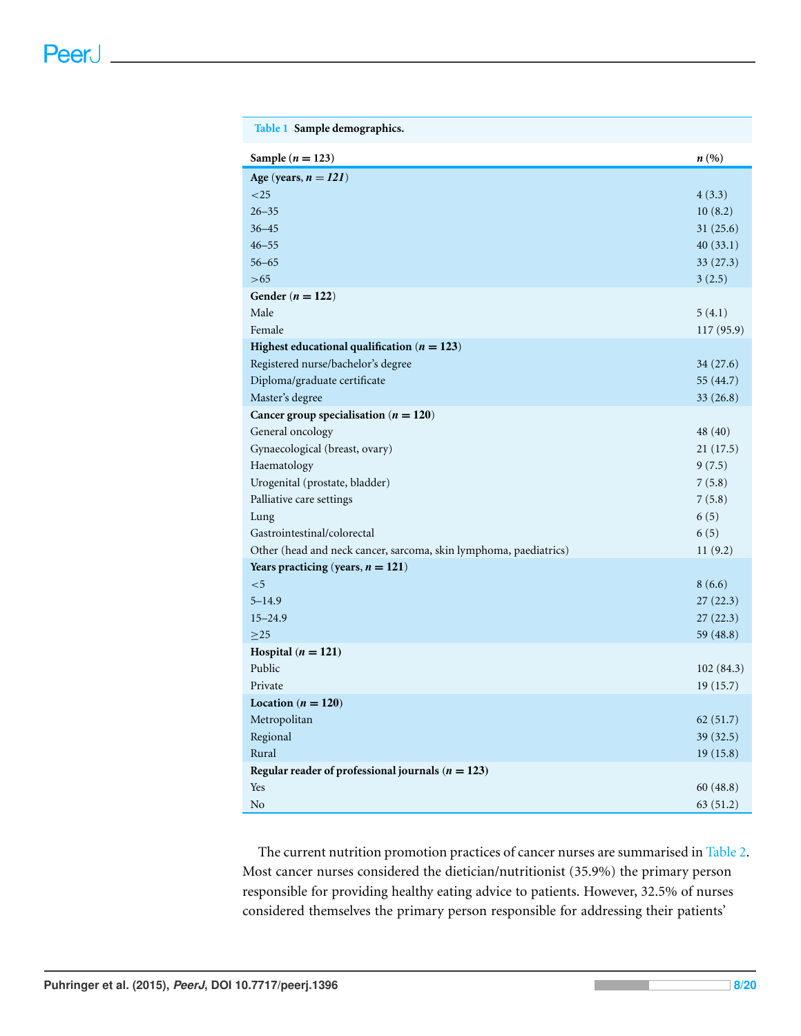**Table 1** Sample demographics.

| Sample ($n = 123$) | $n$ (%) |
|---|---|
| **Age** (years, $n = 121$) | |
| <25 | 4 (3.3) |
| 26–35 | 10 (8.2) |
| 36–45 | 31 (25.6) |
| 46–55 | 40 (33.1) |
| 56–65 | 33 (27.3) |
| >65 | 3 (2.5) |
| **Gender** ($n = 122$) | |
| Male | 5 (4.1) |
| Female | 117 (95.9) |
| **Highest educational qualification** ($n = 123$) | |
| Registered nurse/bachelor's degree | 34 (27.6) |
| Diploma/graduate certificate | 55 (44.7) |
| Master's degree | 33 (26.8) |
| **Cancer group specialisation** ($n = 120$) | |
| General oncology | 48 (40) |
| Gynaecological (breast, ovary) | 21 (17.5) |
| Haematology | 9 (7.5) |
| Urogenital (prostate, bladder) | 7 (5.8) |
| Palliative care settings | 7 (5.8) |
| Lung | 6 (5) |
| Gastrointestinal/colorectal | 6 (5) |
| Other (head and neck cancer, sarcoma, skin lymphoma, paediatrics) | 11 (9.2) |
| **Years practicing** (years, $n = 121$) | |
| <5 | 8 (6.6) |
| 5–14.9 | 27 (22.3) |
| 15–24.9 | 27 (22.3) |
| ≥25 | 59 (48.8) |
| **Hospital** ($n = 121$) | |
| Public | 102 (84.3) |
| Private | 19 (15.7) |
| **Location** ($n = 120$) | |
| Metropolitan | 62 (51.7) |
| Regional | 39 (32.5) |
| Rural | 19 (15.8) |
| **Regular reader of professional journals** ($n = 123$) | |
| Yes | 60 (48.8) |
| No | 63 (51.2) |

The current nutrition promotion practices of cancer nurses are summarised in Table 2. Most cancer nurses considered the dietician/nutritionist (35.9%) the primary person responsible for providing healthy eating advice to patients. However, 32.5% of nurses considered themselves the primary person responsible for addressing their patients'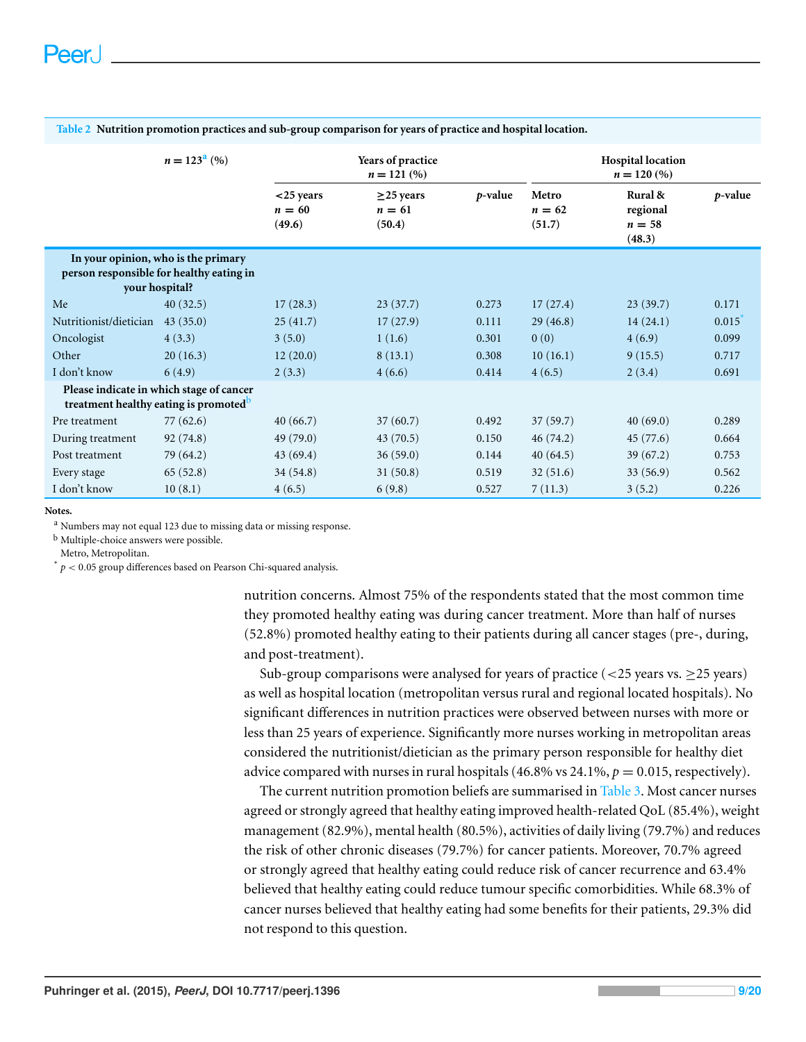**Table 2 Nutrition promotion practices and sub-group comparison for years of practice and hospital location.**

| | $n = 123$[a] (%) | Years of practice $n = 121$ (%) | | | Hospital location $n = 120$ (%) | | |
|---|---|---|---|---|---|---|---|
| | | <25 years $n = 60$ (49.6) | ≥25 years $n = 61$ (50.4) | *p*-value | Metro $n = 62$ (51.7) | Rural & regional $n = 58$ (48.3) | *p*-value |
| **In your opinion, who is the primary person responsible for healthy eating in your hospital?** | | | | | | | |
| Me | 40 (32.5) | 17 (28.3) | 23 (37.7) | 0.273 | 17 (27.4) | 23 (39.7) | 0.171 |
| Nutritionist/dietician | 43 (35.0) | 25 (41.7) | 17 (27.9) | 0.111 | 29 (46.8) | 14 (24.1) | 0.015* |
| Oncologist | 4 (3.3) | 3 (5.0) | 1 (1.6) | 0.301 | 0 (0) | 4 (6.9) | 0.099 |
| Other | 20 (16.3) | 12 (20.0) | 8 (13.1) | 0.308 | 10 (16.1) | 9 (15.5) | 0.717 |
| I don't know | 6 (4.9) | 2 (3.3) | 4 (6.6) | 0.414 | 4 (6.5) | 2 (3.4) | 0.691 |
| **Please indicate in which stage of cancer treatment healthy eating is promoted**[b] | | | | | | | |
| Pre treatment | 77 (62.6) | 40 (66.7) | 37 (60.7) | 0.492 | 37 (59.7) | 40 (69.0) | 0.289 |
| During treatment | 92 (74.8) | 49 (79.0) | 43 (70.5) | 0.150 | 46 (74.2) | 45 (77.6) | 0.664 |
| Post treatment | 79 (64.2) | 43 (69.4) | 36 (59.0) | 0.144 | 40 (64.5) | 39 (67.2) | 0.753 |
| Every stage | 65 (52.8) | 34 (54.8) | 31 (50.8) | 0.519 | 32 (51.6) | 33 (56.9) | 0.562 |
| I don't know | 10 (8.1) | 4 (6.5) | 6 (9.8) | 0.527 | 7 (11.3) | 3 (5.2) | 0.226 |

**Notes.**

[a] Numbers may not equal 123 due to missing data or missing response.

[b] Multiple-choice answers were possible.

Metro, Metropolitan.

\* $p < 0.05$ group differences based on Pearson Chi-squared analysis.

nutrition concerns. Almost 75% of the respondents stated that the most common time they promoted healthy eating was during cancer treatment. More than half of nurses (52.8%) promoted healthy eating to their patients during all cancer stages (pre-, during, and post-treatment).

Sub-group comparisons were analysed for years of practice (<25 years vs. ≥25 years) as well as hospital location (metropolitan versus rural and regional located hospitals). No significant differences in nutrition practices were observed between nurses with more or less than 25 years of experience. Significantly more nurses working in metropolitan areas considered the nutritionist/dietician as the primary person responsible for healthy diet advice compared with nurses in rural hospitals (46.8% vs 24.1%, $p = 0.015$, respectively).

The current nutrition promotion beliefs are summarised in Table 3. Most cancer nurses agreed or strongly agreed that healthy eating improved health-related QoL (85.4%), weight management (82.9%), mental health (80.5%), activities of daily living (79.7%) and reduces the risk of other chronic diseases (79.7%) for cancer patients. Moreover, 70.7% agreed or strongly agreed that healthy eating could reduce risk of cancer recurrence and 63.4% believed that healthy eating could reduce tumour specific comorbidities. While 68.3% of cancer nurses believed that healthy eating had some benefits for their patients, 29.3% did not respond to this question.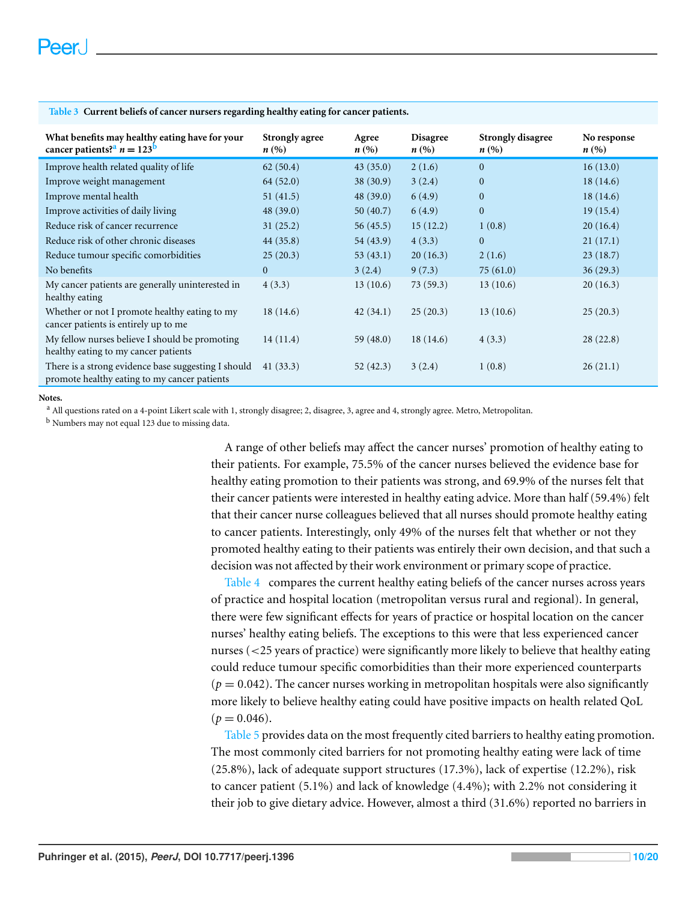**Table 3 Current beliefs of cancer nursers regarding healthy eating for cancer patients.**

| What benefits may healthy eating have for your cancer patients?[a] $n = 123$[b] | Strongly agree $n$ (%) | Agree $n$ (%) | Disagree $n$ (%) | Strongly disagree $n$ (%) | No response $n$ (%) |
|---|---|---|---|---|---|
| Improve health related quality of life | 62 (50.4) | 43 (35.0) | 2 (1.6) | 0 | 16 (13.0) |
| Improve weight management | 64 (52.0) | 38 (30.9) | 3 (2.4) | 0 | 18 (14.6) |
| Improve mental health | 51 (41.5) | 48 (39.0) | 6 (4.9) | 0 | 18 (14.6) |
| Improve activities of daily living | 48 (39.0) | 50 (40.7) | 6 (4.9) | 0 | 19 (15.4) |
| Reduce risk of cancer recurrence | 31 (25.2) | 56 (45.5) | 15 (12.2) | 1 (0.8) | 20 (16.4) |
| Reduce risk of other chronic diseases | 44 (35.8) | 54 (43.9) | 4 (3.3) | 0 | 21 (17.1) |
| Reduce tumour specific comorbidities | 25 (20.3) | 53 (43.1) | 20 (16.3) | 2 (1.6) | 23 (18.7) |
| No benefits | 0 | 3 (2.4) | 9 (7.3) | 75 (61.0) | 36 (29.3) |
| My cancer patients are generally uninterested in healthy eating | 4 (3.3) | 13 (10.6) | 73 (59.3) | 13 (10.6) | 20 (16.3) |
| Whether or not I promote healthy eating to my cancer patients is entirely up to me | 18 (14.6) | 42 (34.1) | 25 (20.3) | 13 (10.6) | 25 (20.3) |
| My fellow nurses believe I should be promoting healthy eating to my cancer patients | 14 (11.4) | 59 (48.0) | 18 (14.6) | 4 (3.3) | 28 (22.8) |
| There is a strong evidence base suggesting I should promote healthy eating to my cancer patients | 41 (33.3) | 52 (42.3) | 3 (2.4) | 1 (0.8) | 26 (21.1) |

**Notes.**

[a] All questions rated on a 4-point Likert scale with 1, strongly disagree; 2, disagree, 3, agree and 4, strongly agree. Metro, Metropolitan.

[b] Numbers may not equal 123 due to missing data.

A range of other beliefs may affect the cancer nurses' promotion of healthy eating to their patients. For example, 75.5% of the cancer nurses believed the evidence base for healthy eating promotion to their patients was strong, and 69.9% of the nurses felt that their cancer patients were interested in healthy eating advice. More than half (59.4%) felt that their cancer nurse colleagues believed that all nurses should promote healthy eating to cancer patients. Interestingly, only 49% of the nurses felt that whether or not they promoted healthy eating to their patients was entirely their own decision, and that such a decision was not affected by their work environment or primary scope of practice.

Table 4 compares the current healthy eating beliefs of the cancer nurses across years of practice and hospital location (metropolitan versus rural and regional). In general, there were few significant effects for years of practice or hospital location on the cancer nurses' healthy eating beliefs. The exceptions to this were that less experienced cancer nurses (<25 years of practice) were significantly more likely to believe that healthy eating could reduce tumour specific comorbidities than their more experienced counterparts ($p = 0.042$). The cancer nurses working in metropolitan hospitals were also significantly more likely to believe healthy eating could have positive impacts on health related QoL ($p = 0.046$).

Table 5 provides data on the most frequently cited barriers to healthy eating promotion. The most commonly cited barriers for not promoting healthy eating were lack of time (25.8%), lack of adequate support structures (17.3%), lack of expertise (12.2%), risk to cancer patient (5.1%) and lack of knowledge (4.4%); with 2.2% not considering it their job to give dietary advice. However, almost a third (31.6%) reported no barriers in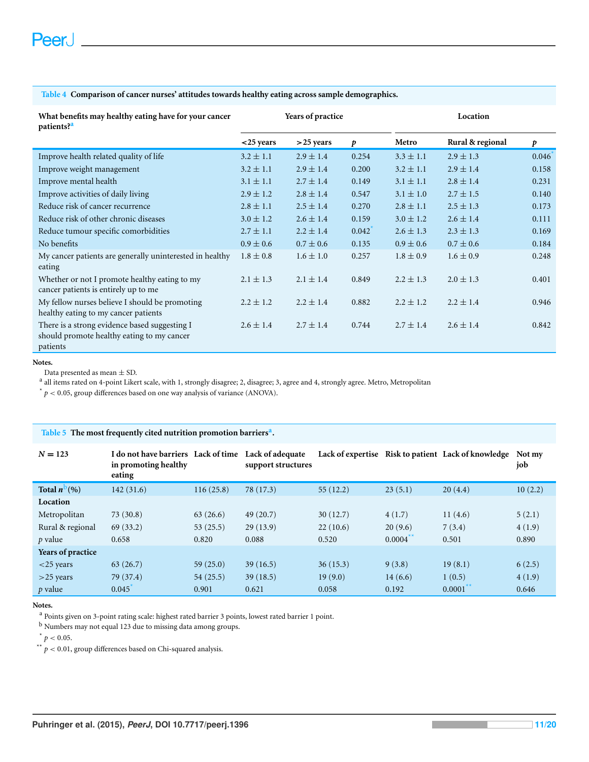**Table 4** **Comparison of cancer nurses' attitudes towards healthy eating across sample demographics.**

| What benefits may healthy eating have for your cancer patients?[a] | Years of practice | | | Location | | |
|---|---|---|---|---|---|---|
| | <25 years | >25 years | *p* | Metro | Rural & regional | *p* |
| Improve health related quality of life | 3.2 ± 1.1 | 2.9 ± 1.4 | 0.254 | 3.3 ± 1.1 | 2.9 ± 1.3 | 0.046* |
| Improve weight management | 3.2 ± 1.1 | 2.9 ± 1.4 | 0.200 | 3.2 ± 1.1 | 2.9 ± 1.4 | 0.158 |
| Improve mental health | 3.1 ± 1.1 | 2.7 ± 1.4 | 0.149 | 3.1 ± 1.1 | 2.8 ± 1.4 | 0.231 |
| Improve activities of daily living | 2.9 ± 1.2 | 2.8 ± 1.4 | 0.547 | 3.1 ± 1.0 | 2.7 ± 1.5 | 0.140 |
| Reduce risk of cancer recurrence | 2.8 ± 1.1 | 2.5 ± 1.4 | 0.270 | 2.8 ± 1.1 | 2.5 ± 1.3 | 0.173 |
| Reduce risk of other chronic diseases | 3.0 ± 1.2 | 2.6 ± 1.4 | 0.159 | 3.0 ± 1.2 | 2.6 ± 1.4 | 0.111 |
| Reduce tumour specific comorbidities | 2.7 ± 1.1 | 2.2 ± 1.4 | 0.042* | 2.6 ± 1.3 | 2.3 ± 1.3 | 0.169 |
| No benefits | 0.9 ± 0.6 | 0.7 ± 0.6 | 0.135 | 0.9 ± 0.6 | 0.7 ± 0.6 | 0.184 |
| My cancer patients are generally uninterested in healthy eating | 1.8 ± 0.8 | 1.6 ± 1.0 | 0.257 | 1.8 ± 0.9 | 1.6 ± 0.9 | 0.248 |
| Whether or not I promote healthy eating to my cancer patients is entirely up to me | 2.1 ± 1.3 | 2.1 ± 1.4 | 0.849 | 2.2 ± 1.3 | 2.0 ± 1.3 | 0.401 |
| My fellow nurses believe I should be promoting healthy eating to my cancer patients | 2.2 ± 1.2 | 2.2 ± 1.4 | 0.882 | 2.2 ± 1.2 | 2.2 ± 1.4 | 0.946 |
| There is a strong evidence based suggesting I should promote healthy eating to my cancer patients | 2.6 ± 1.4 | 2.7 ± 1.4 | 0.744 | 2.7 ± 1.4 | 2.6 ± 1.4 | 0.842 |

**Notes.**

Data presented as mean ± SD.

[a] all items rated on 4-point Likert scale, with 1, strongly disagree; 2, disagree; 3, agree and 4, strongly agree. Metro, Metropolitan

[*] $p < 0.05$, group differences based on one way analysis of variance (ANOVA).

**Table 5** **The most frequently cited nutrition promotion barriers[a].**

| *N* = 123 | I do not have barriers in promoting healthy eating | Lack of time | Lack of adequate support structures | Lack of expertise | Risk to patient | Lack of knowledge | Not my job |
|---|---|---|---|---|---|---|---|
| **Total *n*[b](%)** | 142 (31.6) | 116 (25.8) | 78 (17.3) | 55 (12.2) | 23 (5.1) | 20 (4.4) | 10 (2.2) |
| **Location** | | | | | | | |
| Metropolitan | 73 (30.8) | 63 (26.6) | 49 (20.7) | 30 (12.7) | 4 (1.7) | 11 (4.6) | 5 (2.1) |
| Rural & regional | 69 (33.2) | 53 (25.5) | 29 (13.9) | 22 (10.6) | 20 (9.6) | 7 (3.4) | 4 (1.9) |
| *p* value | 0.658 | 0.820 | 0.088 | 0.520 | 0.0004** | 0.501 | 0.890 |
| **Years of practice** | | | | | | | |
| <25 years | 63 (26.7) | 59 (25.0) | 39 (16.5) | 36 (15.3) | 9 (3.8) | 19 (8.1) | 6 (2.5) |
| >25 years | 79 (37.4) | 54 (25.5) | 39 (18.5) | 19 (9.0) | 14 (6.6) | 1 (0.5) | 4 (1.9) |
| *p* value | 0.045* | 0.901 | 0.621 | 0.058 | 0.192 | 0.0001** | 0.646 |

**Notes.**

[a] Points given on 3-point rating scale: highest rated barrier 3 points, lowest rated barrier 1 point.

[b] Numbers may not equal 123 due to missing data among groups.

[*] $p < 0.05$.

[**] $p < 0.01$, group differences based on Chi-squared analysis.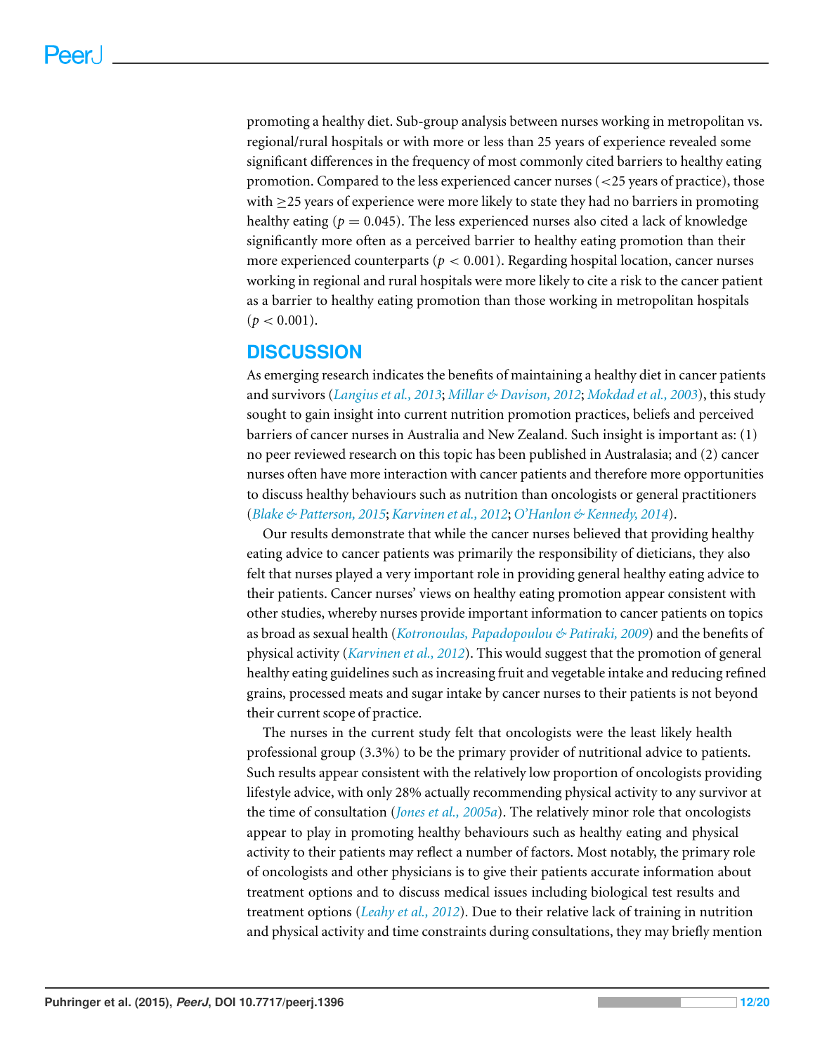promoting a healthy diet. Sub-group analysis between nurses working in metropolitan vs. regional/rural hospitals or with more or less than 25 years of experience revealed some significant differences in the frequency of most commonly cited barriers to healthy eating promotion. Compared to the less experienced cancer nurses (<25 years of practice), those with ≥25 years of experience were more likely to state they had no barriers in promoting healthy eating ($p = 0.045$). The less experienced nurses also cited a lack of knowledge significantly more often as a perceived barrier to healthy eating promotion than their more experienced counterparts ($p < 0.001$). Regarding hospital location, cancer nurses working in regional and rural hospitals were more likely to cite a risk to the cancer patient as a barrier to healthy eating promotion than those working in metropolitan hospitals ($p < 0.001$).

## DISCUSSION

As emerging research indicates the benefits of maintaining a healthy diet in cancer patients and survivors (*Langius et al., 2013*; *Millar & Davison, 2012*; *Mokdad et al., 2003*), this study sought to gain insight into current nutrition promotion practices, beliefs and perceived barriers of cancer nurses in Australia and New Zealand. Such insight is important as: (1) no peer reviewed research on this topic has been published in Australasia; and (2) cancer nurses often have more interaction with cancer patients and therefore more opportunities to discuss healthy behaviours such as nutrition than oncologists or general practitioners (*Blake & Patterson, 2015*; *Karvinen et al., 2012*; *O'Hanlon & Kennedy, 2014*).

Our results demonstrate that while the cancer nurses believed that providing healthy eating advice to cancer patients was primarily the responsibility of dieticians, they also felt that nurses played a very important role in providing general healthy eating advice to their patients. Cancer nurses' views on healthy eating promotion appear consistent with other studies, whereby nurses provide important information to cancer patients on topics as broad as sexual health (*Kotronoulas, Papadopoulou & Patiraki, 2009*) and the benefits of physical activity (*Karvinen et al., 2012*). This would suggest that the promotion of general healthy eating guidelines such as increasing fruit and vegetable intake and reducing refined grains, processed meats and sugar intake by cancer nurses to their patients is not beyond their current scope of practice.

The nurses in the current study felt that oncologists were the least likely health professional group (3.3%) to be the primary provider of nutritional advice to patients. Such results appear consistent with the relatively low proportion of oncologists providing lifestyle advice, with only 28% actually recommending physical activity to any survivor at the time of consultation (*Jones et al., 2005a*). The relatively minor role that oncologists appear to play in promoting healthy behaviours such as healthy eating and physical activity to their patients may reflect a number of factors. Most notably, the primary role of oncologists and other physicians is to give their patients accurate information about treatment options and to discuss medical issues including biological test results and treatment options (*Leahy et al., 2012*). Due to their relative lack of training in nutrition and physical activity and time constraints during consultations, they may briefly mention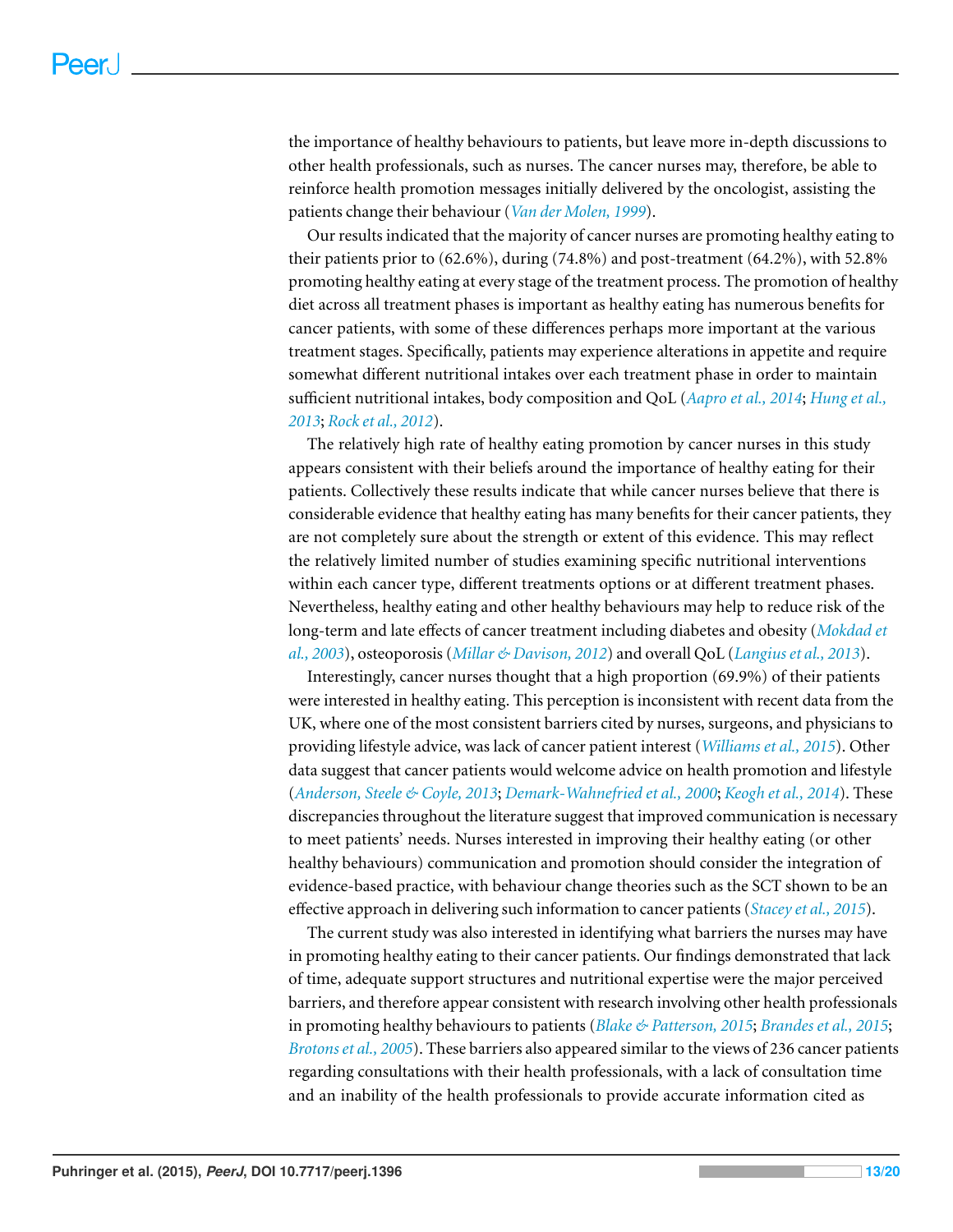the importance of healthy behaviours to patients, but leave more in-depth discussions to other health professionals, such as nurses. The cancer nurses may, therefore, be able to reinforce health promotion messages initially delivered by the oncologist, assisting the patients change their behaviour (*Van der Molen, 1999*).

Our results indicated that the majority of cancer nurses are promoting healthy eating to their patients prior to (62.6%), during (74.8%) and post-treatment (64.2%), with 52.8% promoting healthy eating at every stage of the treatment process. The promotion of healthy diet across all treatment phases is important as healthy eating has numerous benefits for cancer patients, with some of these differences perhaps more important at the various treatment stages. Specifically, patients may experience alterations in appetite and require somewhat different nutritional intakes over each treatment phase in order to maintain sufficient nutritional intakes, body composition and QoL (*Aapro et al., 2014*; *Hung et al., 2013*; *Rock et al., 2012*).

The relatively high rate of healthy eating promotion by cancer nurses in this study appears consistent with their beliefs around the importance of healthy eating for their patients. Collectively these results indicate that while cancer nurses believe that there is considerable evidence that healthy eating has many benefits for their cancer patients, they are not completely sure about the strength or extent of this evidence. This may reflect the relatively limited number of studies examining specific nutritional interventions within each cancer type, different treatments options or at different treatment phases. Nevertheless, healthy eating and other healthy behaviours may help to reduce risk of the long-term and late effects of cancer treatment including diabetes and obesity (*Mokdad et al., 2003*), osteoporosis (*Millar & Davison, 2012*) and overall QoL (*Langius et al., 2013*).

Interestingly, cancer nurses thought that a high proportion (69.9%) of their patients were interested in healthy eating. This perception is inconsistent with recent data from the UK, where one of the most consistent barriers cited by nurses, surgeons, and physicians to providing lifestyle advice, was lack of cancer patient interest (*Williams et al., 2015*). Other data suggest that cancer patients would welcome advice on health promotion and lifestyle (*Anderson, Steele & Coyle, 2013*; *Demark-Wahnefried et al., 2000*; *Keogh et al., 2014*). These discrepancies throughout the literature suggest that improved communication is necessary to meet patients' needs. Nurses interested in improving their healthy eating (or other healthy behaviours) communication and promotion should consider the integration of evidence-based practice, with behaviour change theories such as the SCT shown to be an effective approach in delivering such information to cancer patients (*Stacey et al., 2015*).

The current study was also interested in identifying what barriers the nurses may have in promoting healthy eating to their cancer patients. Our findings demonstrated that lack of time, adequate support structures and nutritional expertise were the major perceived barriers, and therefore appear consistent with research involving other health professionals in promoting healthy behaviours to patients (*Blake & Patterson, 2015*; *Brandes et al., 2015*; *Brotons et al., 2005*). These barriers also appeared similar to the views of 236 cancer patients regarding consultations with their health professionals, with a lack of consultation time and an inability of the health professionals to provide accurate information cited as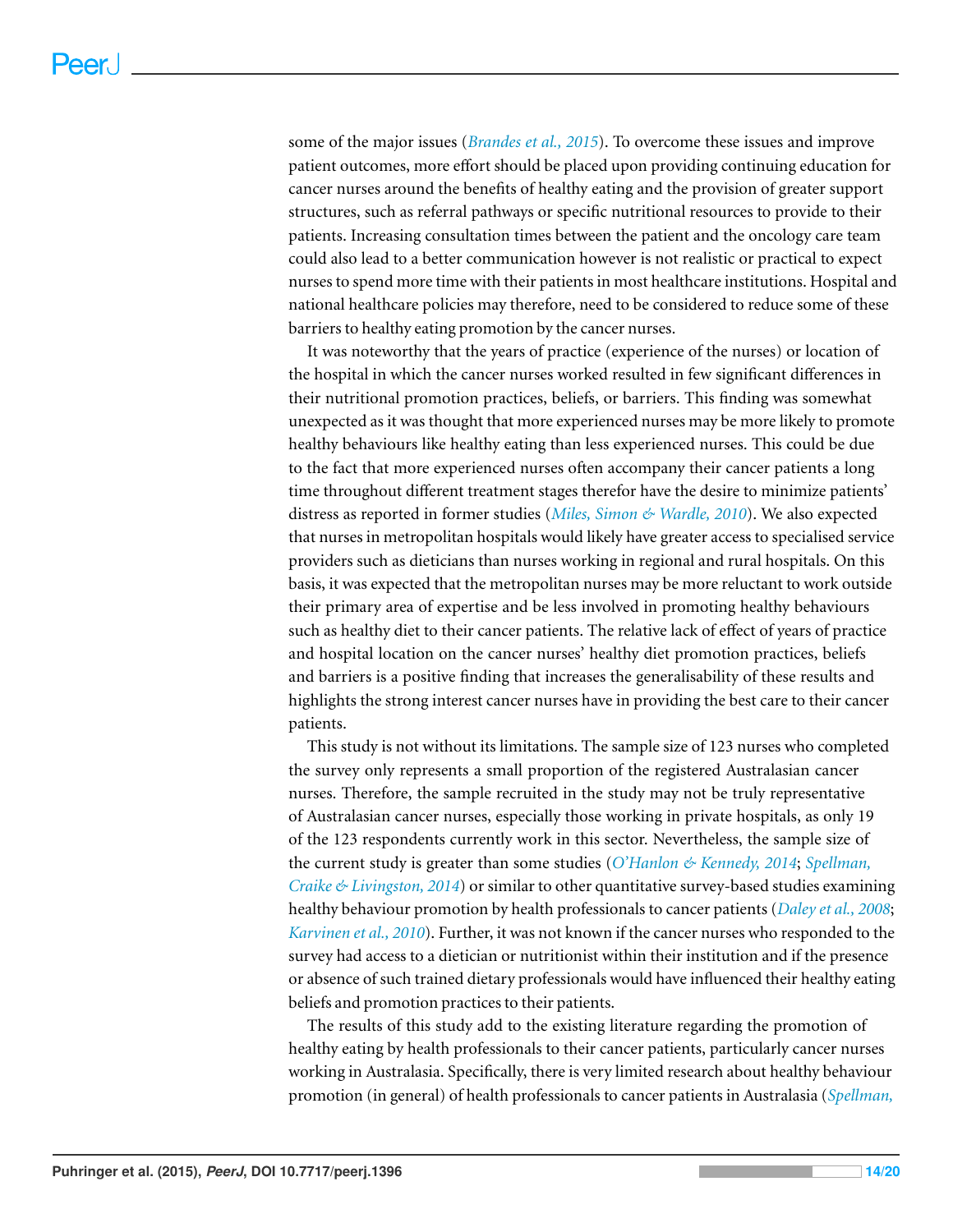some of the major issues (*Brandes et al., 2015*). To overcome these issues and improve patient outcomes, more effort should be placed upon providing continuing education for cancer nurses around the benefits of healthy eating and the provision of greater support structures, such as referral pathways or specific nutritional resources to provide to their patients. Increasing consultation times between the patient and the oncology care team could also lead to a better communication however is not realistic or practical to expect nurses to spend more time with their patients in most healthcare institutions. Hospital and national healthcare policies may therefore, need to be considered to reduce some of these barriers to healthy eating promotion by the cancer nurses.

It was noteworthy that the years of practice (experience of the nurses) or location of the hospital in which the cancer nurses worked resulted in few significant differences in their nutritional promotion practices, beliefs, or barriers. This finding was somewhat unexpected as it was thought that more experienced nurses may be more likely to promote healthy behaviours like healthy eating than less experienced nurses. This could be due to the fact that more experienced nurses often accompany their cancer patients a long time throughout different treatment stages therefor have the desire to minimize patients' distress as reported in former studies (*Miles, Simon & Wardle, 2010*). We also expected that nurses in metropolitan hospitals would likely have greater access to specialised service providers such as dieticians than nurses working in regional and rural hospitals. On this basis, it was expected that the metropolitan nurses may be more reluctant to work outside their primary area of expertise and be less involved in promoting healthy behaviours such as healthy diet to their cancer patients. The relative lack of effect of years of practice and hospital location on the cancer nurses' healthy diet promotion practices, beliefs and barriers is a positive finding that increases the generalisability of these results and highlights the strong interest cancer nurses have in providing the best care to their cancer patients.

This study is not without its limitations. The sample size of 123 nurses who completed the survey only represents a small proportion of the registered Australasian cancer nurses. Therefore, the sample recruited in the study may not be truly representative of Australasian cancer nurses, especially those working in private hospitals, as only 19 of the 123 respondents currently work in this sector. Nevertheless, the sample size of the current study is greater than some studies (*O'Hanlon & Kennedy, 2014*; *Spellman, Craike & Livingston, 2014*) or similar to other quantitative survey-based studies examining healthy behaviour promotion by health professionals to cancer patients (*Daley et al., 2008*; *Karvinen et al., 2010*). Further, it was not known if the cancer nurses who responded to the survey had access to a dietician or nutritionist within their institution and if the presence or absence of such trained dietary professionals would have influenced their healthy eating beliefs and promotion practices to their patients.

The results of this study add to the existing literature regarding the promotion of healthy eating by health professionals to their cancer patients, particularly cancer nurses working in Australasia. Specifically, there is very limited research about healthy behaviour promotion (in general) of health professionals to cancer patients in Australasia (*Spellman,*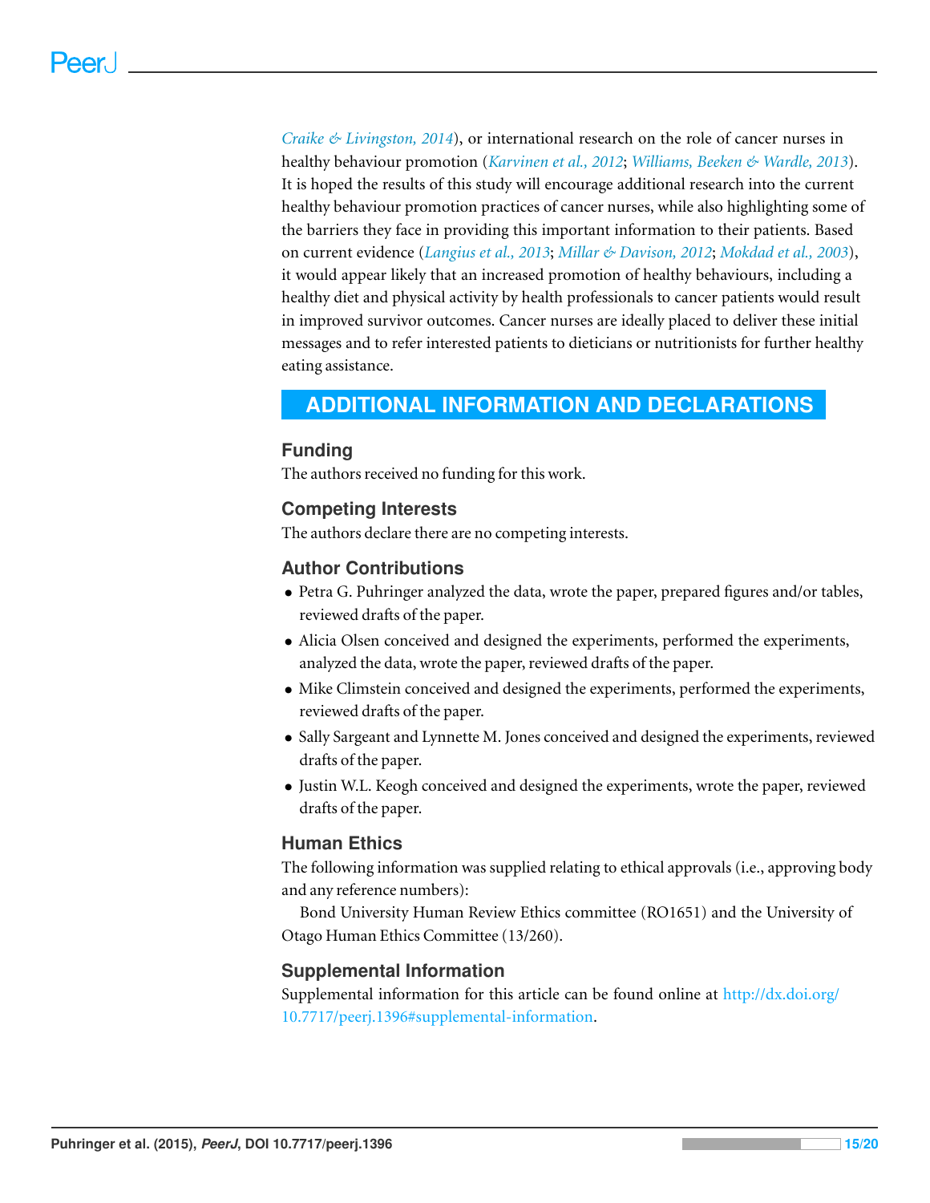*Craike & Livingston, 2014*), or international research on the role of cancer nurses in healthy behaviour promotion (*Karvinen et al., 2012*; *Williams, Beeken & Wardle, 2013*). It is hoped the results of this study will encourage additional research into the current healthy behaviour promotion practices of cancer nurses, while also highlighting some of the barriers they face in providing this important information to their patients. Based on current evidence (*Langius et al., 2013*; *Millar & Davison, 2012*; *Mokdad et al., 2003*), it would appear likely that an increased promotion of healthy behaviours, including a healthy diet and physical activity by health professionals to cancer patients would result in improved survivor outcomes. Cancer nurses are ideally placed to deliver these initial messages and to refer interested patients to dieticians or nutritionists for further healthy eating assistance.

# ADDITIONAL INFORMATION AND DECLARATIONS

## Funding

The authors received no funding for this work.

## Competing Interests

The authors declare there are no competing interests.

## Author Contributions

- Petra G. Puhringer analyzed the data, wrote the paper, prepared figures and/or tables, reviewed drafts of the paper.
- Alicia Olsen conceived and designed the experiments, performed the experiments, analyzed the data, wrote the paper, reviewed drafts of the paper.
- Mike Climstein conceived and designed the experiments, performed the experiments, reviewed drafts of the paper.
- Sally Sargeant and Lynnette M. Jones conceived and designed the experiments, reviewed drafts of the paper.
- Justin W.L. Keogh conceived and designed the experiments, wrote the paper, reviewed drafts of the paper.

## Human Ethics

The following information was supplied relating to ethical approvals (i.e., approving body and any reference numbers):

Bond University Human Review Ethics committee (RO1651) and the University of Otago Human Ethics Committee (13/260).

## Supplemental Information

Supplemental information for this article can be found online at http://dx.doi.org/10.7717/peerj.1396#supplemental-information.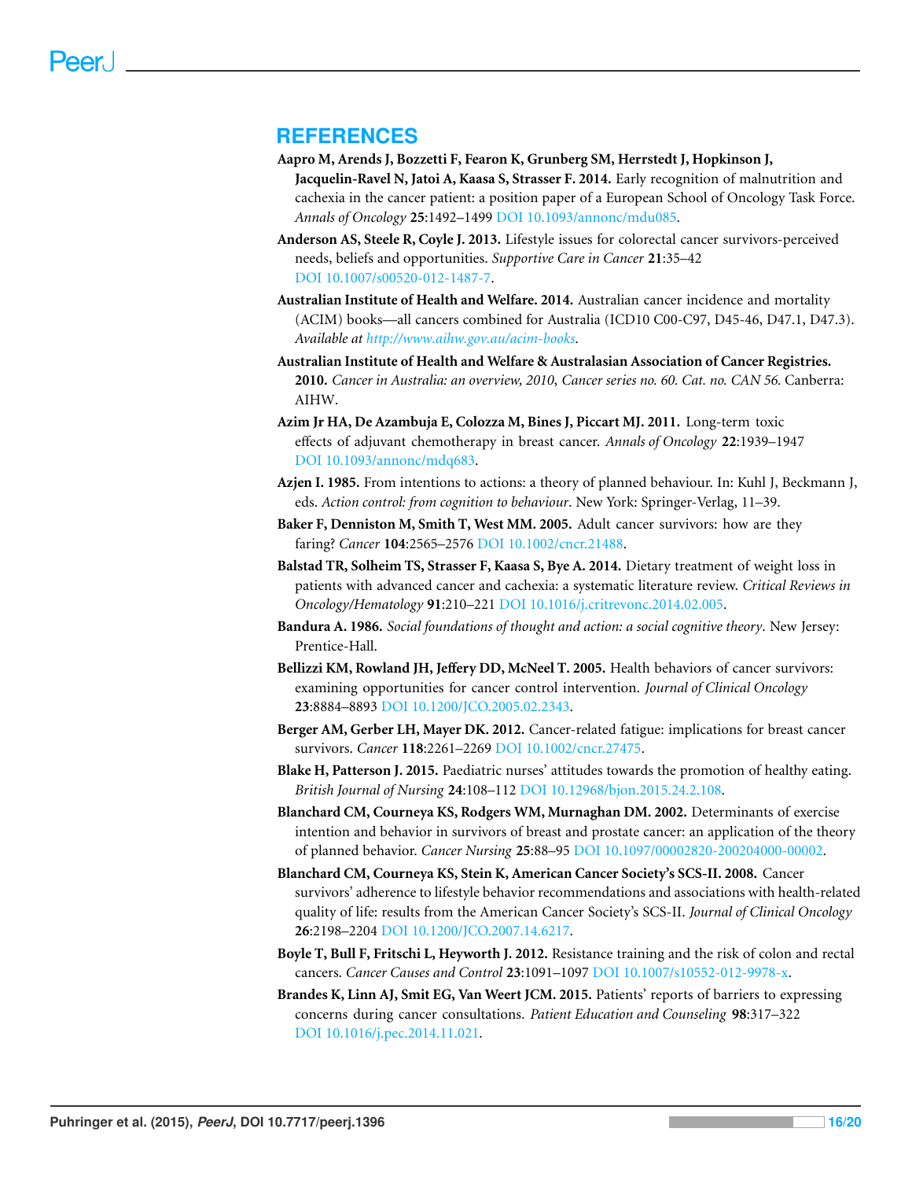## REFERENCES

**Aapro M, Arends J, Bozzetti F, Fearon K, Grunberg SM, Herrstedt J, Hopkinson J, Jacquelin-Ravel N, Jatoi A, Kaasa S, Strasser F. 2014.** Early recognition of malnutrition and cachexia in the cancer patient: a position paper of a European School of Oncology Task Force. *Annals of Oncology* **25**:1492–1499 DOI 10.1093/annonc/mdu085.

**Anderson AS, Steele R, Coyle J. 2013.** Lifestyle issues for colorectal cancer survivors-perceived needs, beliefs and opportunities. *Supportive Care in Cancer* **21**:35–42 DOI 10.1007/s00520-012-1487-7.

**Australian Institute of Health and Welfare. 2014.** Australian cancer incidence and mortality (ACIM) books—all cancers combined for Australia (ICD10 C00-C97, D45-46, D47.1, D47.3). *Available at http://www.aihw.gov.au/acim-books*.

**Australian Institute of Health and Welfare & Australasian Association of Cancer Registries. 2010.** *Cancer in Australia: an overview, 2010, Cancer series no. 60. Cat. no. CAN 56*. Canberra: AIHW.

**Azim Jr HA, De Azambuja E, Colozza M, Bines J, Piccart MJ. 2011.** Long-term toxic effects of adjuvant chemotherapy in breast cancer. *Annals of Oncology* **22**:1939–1947 DOI 10.1093/annonc/mdq683.

**Azjen I. 1985.** From intentions to actions: a theory of planned behaviour. In: Kuhl J, Beckmann J, eds. *Action control: from cognition to behaviour*. New York: Springer-Verlag, 11–39.

**Baker F, Denniston M, Smith T, West MM. 2005.** Adult cancer survivors: how are they faring? *Cancer* **104**:2565–2576 DOI 10.1002/cncr.21488.

**Balstad TR, Solheim TS, Strasser F, Kaasa S, Bye A. 2014.** Dietary treatment of weight loss in patients with advanced cancer and cachexia: a systematic literature review. *Critical Reviews in Oncology/Hematology* **91**:210–221 DOI 10.1016/j.critrevonc.2014.02.005.

**Bandura A. 1986.** *Social foundations of thought and action: a social cognitive theory*. New Jersey: Prentice-Hall.

**Bellizzi KM, Rowland JH, Jeffery DD, McNeel T. 2005.** Health behaviors of cancer survivors: examining opportunities for cancer control intervention. *Journal of Clinical Oncology* **23**:8884–8893 DOI 10.1200/JCO.2005.02.2343.

**Berger AM, Gerber LH, Mayer DK. 2012.** Cancer-related fatigue: implications for breast cancer survivors. *Cancer* **118**:2261–2269 DOI 10.1002/cncr.27475.

**Blake H, Patterson J. 2015.** Paediatric nurses' attitudes towards the promotion of healthy eating. *British Journal of Nursing* **24**:108–112 DOI 10.12968/bjon.2015.24.2.108.

**Blanchard CM, Courneya KS, Rodgers WM, Murnaghan DM. 2002.** Determinants of exercise intention and behavior in survivors of breast and prostate cancer: an application of the theory of planned behavior. *Cancer Nursing* **25**:88–95 DOI 10.1097/00002820-200204000-00002.

**Blanchard CM, Courneya KS, Stein K, American Cancer Society's SCS-II. 2008.** Cancer survivors' adherence to lifestyle behavior recommendations and associations with health-related quality of life: results from the American Cancer Society's SCS-II. *Journal of Clinical Oncology* **26**:2198–2204 DOI 10.1200/JCO.2007.14.6217.

**Boyle T, Bull F, Fritschi L, Heyworth J. 2012.** Resistance training and the risk of colon and rectal cancers. *Cancer Causes and Control* **23**:1091–1097 DOI 10.1007/s10552-012-9978-x.

**Brandes K, Linn AJ, Smit EG, Van Weert JCM. 2015.** Patients' reports of barriers to expressing concerns during cancer consultations. *Patient Education and Counseling* **98**:317–322 DOI 10.1016/j.pec.2014.11.021.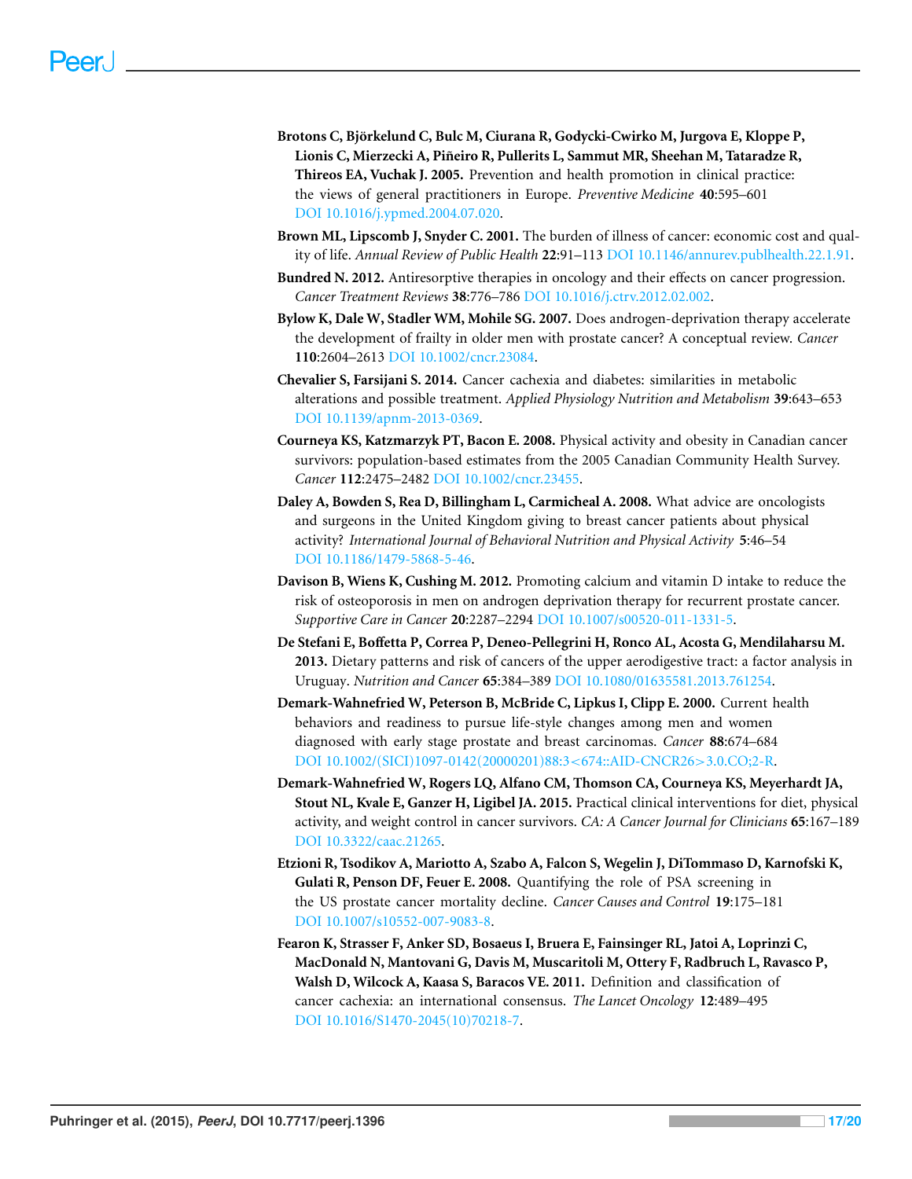**Brotons C, Björkelund C, Bulc M, Ciurana R, Godycki-Cwirko M, Jurgova E, Kloppe P, Lionis C, Mierzecki A, Piñeiro R, Pullerits L, Sammut MR, Sheehan M, Tataradze R, Thireos EA, Vuchak J. 2005.** Prevention and health promotion in clinical practice: the views of general practitioners in Europe. *Preventive Medicine* **40**:595–601 DOI 10.1016/j.ypmed.2004.07.020.

**Brown ML, Lipscomb J, Snyder C. 2001.** The burden of illness of cancer: economic cost and quality of life. *Annual Review of Public Health* **22**:91–113 DOI 10.1146/annurev.publhealth.22.1.91.

**Bundred N. 2012.** Antiresorptive therapies in oncology and their effects on cancer progression. *Cancer Treatment Reviews* **38**:776–786 DOI 10.1016/j.ctrv.2012.02.002.

**Bylow K, Dale W, Stadler WM, Mohile SG. 2007.** Does androgen-deprivation therapy accelerate the development of frailty in older men with prostate cancer? A conceptual review. *Cancer* **110**:2604–2613 DOI 10.1002/cncr.23084.

**Chevalier S, Farsijani S. 2014.** Cancer cachexia and diabetes: similarities in metabolic alterations and possible treatment. *Applied Physiology Nutrition and Metabolism* **39**:643–653 DOI 10.1139/apnm-2013-0369.

**Courneya KS, Katzmarzyk PT, Bacon E. 2008.** Physical activity and obesity in Canadian cancer survivors: population-based estimates from the 2005 Canadian Community Health Survey. *Cancer* **112**:2475–2482 DOI 10.1002/cncr.23455.

**Daley A, Bowden S, Rea D, Billingham L, Carmicheal A. 2008.** What advice are oncologists and surgeons in the United Kingdom giving to breast cancer patients about physical activity? *International Journal of Behavioral Nutrition and Physical Activity* **5**:46–54 DOI 10.1186/1479-5868-5-46.

**Davison B, Wiens K, Cushing M. 2012.** Promoting calcium and vitamin D intake to reduce the risk of osteoporosis in men on androgen deprivation therapy for recurrent prostate cancer. *Supportive Care in Cancer* **20**:2287–2294 DOI 10.1007/s00520-011-1331-5.

**De Stefani E, Boffetta P, Correa P, Deneo-Pellegrini H, Ronco AL, Acosta G, Mendilaharsu M. 2013.** Dietary patterns and risk of cancers of the upper aerodigestive tract: a factor analysis in Uruguay. *Nutrition and Cancer* **65**:384–389 DOI 10.1080/01635581.2013.761254.

**Demark-Wahnefried W, Peterson B, McBride C, Lipkus I, Clipp E. 2000.** Current health behaviors and readiness to pursue life-style changes among men and women diagnosed with early stage prostate and breast carcinomas. *Cancer* **88**:674–684 DOI 10.1002/(SICI)1097-0142(20000201)88:3<674::AID-CNCR26>3.0.CO;2-R.

**Demark-Wahnefried W, Rogers LQ, Alfano CM, Thomson CA, Courneya KS, Meyerhardt JA, Stout NL, Kvale E, Ganzer H, Ligibel JA. 2015.** Practical clinical interventions for diet, physical activity, and weight control in cancer survivors. *CA: A Cancer Journal for Clinicians* **65**:167–189 DOI 10.3322/caac.21265.

**Etzioni R, Tsodikov A, Mariotto A, Szabo A, Falcon S, Wegelin J, DiTommaso D, Karnofski K, Gulati R, Penson DF, Feuer E. 2008.** Quantifying the role of PSA screening in the US prostate cancer mortality decline. *Cancer Causes and Control* **19**:175–181 DOI 10.1007/s10552-007-9083-8.

**Fearon K, Strasser F, Anker SD, Bosaeus I, Bruera E, Fainsinger RL, Jatoi A, Loprinzi C, MacDonald N, Mantovani G, Davis M, Muscaritoli M, Ottery F, Radbruch L, Ravasco P, Walsh D, Wilcock A, Kaasa S, Baracos VE. 2011.** Definition and classification of cancer cachexia: an international consensus. *The Lancet Oncology* **12**:489–495 DOI 10.1016/S1470-2045(10)70218-7.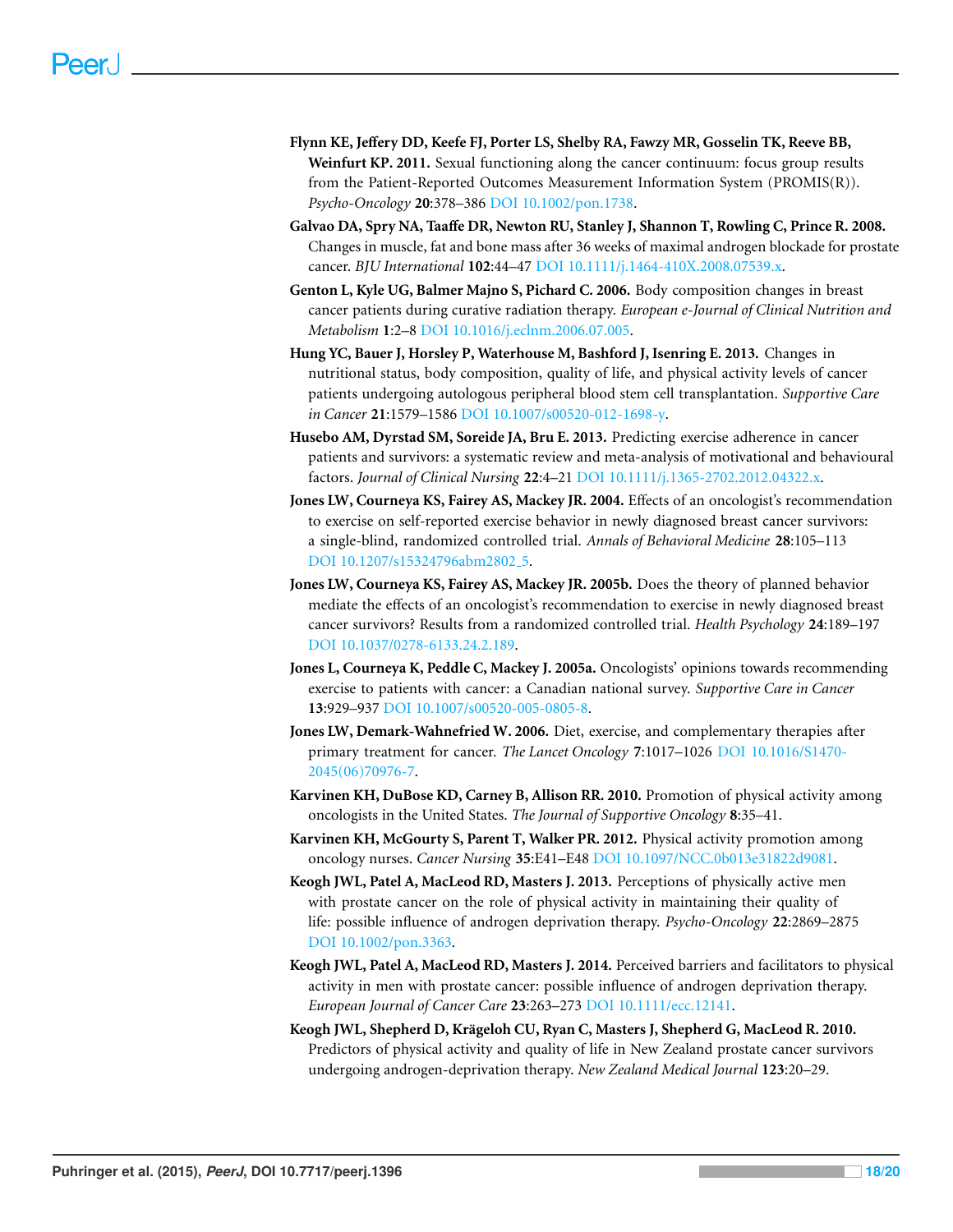**Flynn KE, Jeffery DD, Keefe FJ, Porter LS, Shelby RA, Fawzy MR, Gosselin TK, Reeve BB, Weinfurt KP. 2011.** Sexual functioning along the cancer continuum: focus group results from the Patient-Reported Outcomes Measurement Information System (PROMIS(R)). *Psycho-Oncology* **20**:378–386 DOI 10.1002/pon.1738.

**Galvao DA, Spry NA, Taaffe DR, Newton RU, Stanley J, Shannon T, Rowling C, Prince R. 2008.** Changes in muscle, fat and bone mass after 36 weeks of maximal androgen blockade for prostate cancer. *BJU International* **102**:44–47 DOI 10.1111/j.1464-410X.2008.07539.x.

**Genton L, Kyle UG, Balmer Majno S, Pichard C. 2006.** Body composition changes in breast cancer patients during curative radiation therapy. *European e-Journal of Clinical Nutrition and Metabolism* **1**:2–8 DOI 10.1016/j.eclnm.2006.07.005.

**Hung YC, Bauer J, Horsley P, Waterhouse M, Bashford J, Isenring E. 2013.** Changes in nutritional status, body composition, quality of life, and physical activity levels of cancer patients undergoing autologous peripheral blood stem cell transplantation. *Supportive Care in Cancer* **21**:1579–1586 DOI 10.1007/s00520-012-1698-y.

**Husebo AM, Dyrstad SM, Soreide JA, Bru E. 2013.** Predicting exercise adherence in cancer patients and survivors: a systematic review and meta-analysis of motivational and behavioural factors. *Journal of Clinical Nursing* **22**:4–21 DOI 10.1111/j.1365-2702.2012.04322.x.

**Jones LW, Courneya KS, Fairey AS, Mackey JR. 2004.** Effects of an oncologist's recommendation to exercise on self-reported exercise behavior in newly diagnosed breast cancer survivors: a single-blind, randomized controlled trial. *Annals of Behavioral Medicine* **28**:105–113 DOI 10.1207/s15324796abm2802_5.

**Jones LW, Courneya KS, Fairey AS, Mackey JR. 2005b.** Does the theory of planned behavior mediate the effects of an oncologist's recommendation to exercise in newly diagnosed breast cancer survivors? Results from a randomized controlled trial. *Health Psychology* **24**:189–197 DOI 10.1037/0278-6133.24.2.189.

**Jones L, Courneya K, Peddle C, Mackey J. 2005a.** Oncologists' opinions towards recommending exercise to patients with cancer: a Canadian national survey. *Supportive Care in Cancer* **13**:929–937 DOI 10.1007/s00520-005-0805-8.

**Jones LW, Demark-Wahnefried W. 2006.** Diet, exercise, and complementary therapies after primary treatment for cancer. *The Lancet Oncology* **7**:1017–1026 DOI 10.1016/S1470-2045(06)70976-7.

**Karvinen KH, DuBose KD, Carney B, Allison RR. 2010.** Promotion of physical activity among oncologists in the United States. *The Journal of Supportive Oncology* **8**:35–41.

**Karvinen KH, McGourty S, Parent T, Walker PR. 2012.** Physical activity promotion among oncology nurses. *Cancer Nursing* **35**:E41–E48 DOI 10.1097/NCC.0b013e31822d9081.

**Keogh JWL, Patel A, MacLeod RD, Masters J. 2013.** Perceptions of physically active men with prostate cancer on the role of physical activity in maintaining their quality of life: possible influence of androgen deprivation therapy. *Psycho-Oncology* **22**:2869–2875 DOI 10.1002/pon.3363.

**Keogh JWL, Patel A, MacLeod RD, Masters J. 2014.** Perceived barriers and facilitators to physical activity in men with prostate cancer: possible influence of androgen deprivation therapy. *European Journal of Cancer Care* **23**:263–273 DOI 10.1111/ecc.12141.

**Keogh JWL, Shepherd D, Krägeloh CU, Ryan C, Masters J, Shepherd G, MacLeod R. 2010.** Predictors of physical activity and quality of life in New Zealand prostate cancer survivors undergoing androgen-deprivation therapy. *New Zealand Medical Journal* **123**:20–29.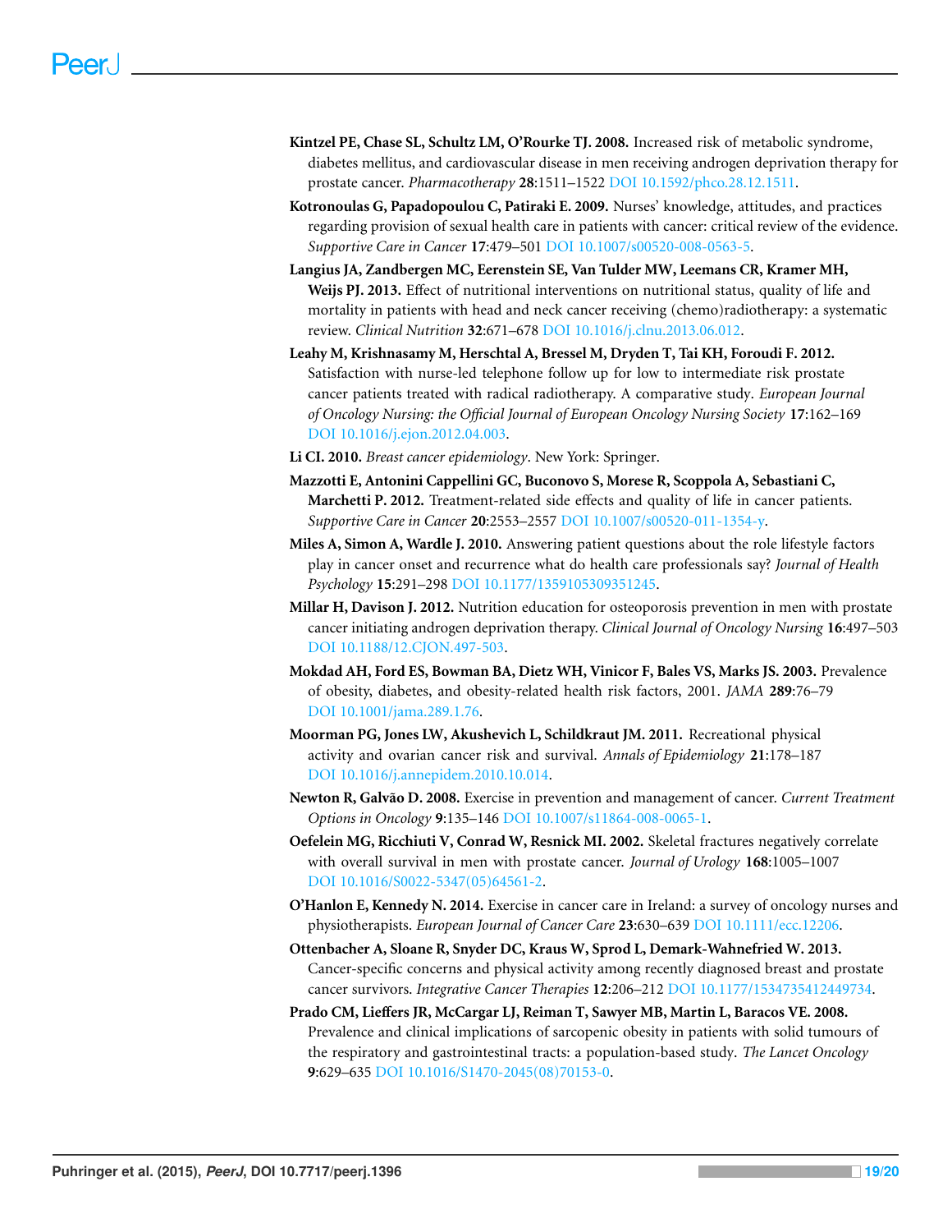**Kintzel PE, Chase SL, Schultz LM, O'Rourke TJ. 2008.** Increased risk of metabolic syndrome, diabetes mellitus, and cardiovascular disease in men receiving androgen deprivation therapy for prostate cancer. *Pharmacotherapy* **28**:1511–1522 DOI 10.1592/phco.28.12.1511.

**Kotronoulas G, Papadopoulou C, Patiraki E. 2009.** Nurses' knowledge, attitudes, and practices regarding provision of sexual health care in patients with cancer: critical review of the evidence. *Supportive Care in Cancer* **17**:479–501 DOI 10.1007/s00520-008-0563-5.

**Langius JA, Zandbergen MC, Eerenstein SE, Van Tulder MW, Leemans CR, Kramer MH, Weijs PJ. 2013.** Effect of nutritional interventions on nutritional status, quality of life and mortality in patients with head and neck cancer receiving (chemo)radiotherapy: a systematic review. *Clinical Nutrition* **32**:671–678 DOI 10.1016/j.clnu.2013.06.012.

**Leahy M, Krishnasamy M, Herschtal A, Bressel M, Dryden T, Tai KH, Foroudi F. 2012.** Satisfaction with nurse-led telephone follow up for low to intermediate risk prostate cancer patients treated with radical radiotherapy. A comparative study. *European Journal of Oncology Nursing: the Official Journal of European Oncology Nursing Society* **17**:162–169 DOI 10.1016/j.ejon.2012.04.003.

**Li CI. 2010.** *Breast cancer epidemiology*. New York: Springer.

**Mazzotti E, Antonini Cappellini GC, Buconovo S, Morese R, Scoppola A, Sebastiani C, Marchetti P. 2012.** Treatment-related side effects and quality of life in cancer patients. *Supportive Care in Cancer* **20**:2553–2557 DOI 10.1007/s00520-011-1354-y.

**Miles A, Simon A, Wardle J. 2010.** Answering patient questions about the role lifestyle factors play in cancer onset and recurrence what do health care professionals say? *Journal of Health Psychology* **15**:291–298 DOI 10.1177/1359105309351245.

**Millar H, Davison J. 2012.** Nutrition education for osteoporosis prevention in men with prostate cancer initiating androgen deprivation therapy. *Clinical Journal of Oncology Nursing* **16**:497–503 DOI 10.1188/12.CJON.497-503.

**Mokdad AH, Ford ES, Bowman BA, Dietz WH, Vinicor F, Bales VS, Marks JS. 2003.** Prevalence of obesity, diabetes, and obesity-related health risk factors, 2001. *JAMA* **289**:76–79 DOI 10.1001/jama.289.1.76.

**Moorman PG, Jones LW, Akushevich L, Schildkraut JM. 2011.** Recreational physical activity and ovarian cancer risk and survival. *Annals of Epidemiology* **21**:178–187 DOI 10.1016/j.annepidem.2010.10.014.

**Newton R, Galvão D. 2008.** Exercise in prevention and management of cancer. *Current Treatment Options in Oncology* **9**:135–146 DOI 10.1007/s11864-008-0065-1.

**Oefelein MG, Ricchiuti V, Conrad W, Resnick MI. 2002.** Skeletal fractures negatively correlate with overall survival in men with prostate cancer. *Journal of Urology* **168**:1005–1007 DOI 10.1016/S0022-5347(05)64561-2.

**O'Hanlon E, Kennedy N. 2014.** Exercise in cancer care in Ireland: a survey of oncology nurses and physiotherapists. *European Journal of Cancer Care* **23**:630–639 DOI 10.1111/ecc.12206.

**Ottenbacher A, Sloane R, Snyder DC, Kraus W, Sprod L, Demark-Wahnefried W. 2013.** Cancer-specific concerns and physical activity among recently diagnosed breast and prostate cancer survivors. *Integrative Cancer Therapies* **12**:206–212 DOI 10.1177/1534735412449734.

**Prado CM, Lieffers JR, McCargar LJ, Reiman T, Sawyer MB, Martin L, Baracos VE. 2008.** Prevalence and clinical implications of sarcopenic obesity in patients with solid tumours of the respiratory and gastrointestinal tracts: a population-based study. *The Lancet Oncology* **9**:629–635 DOI 10.1016/S1470-2045(08)70153-0.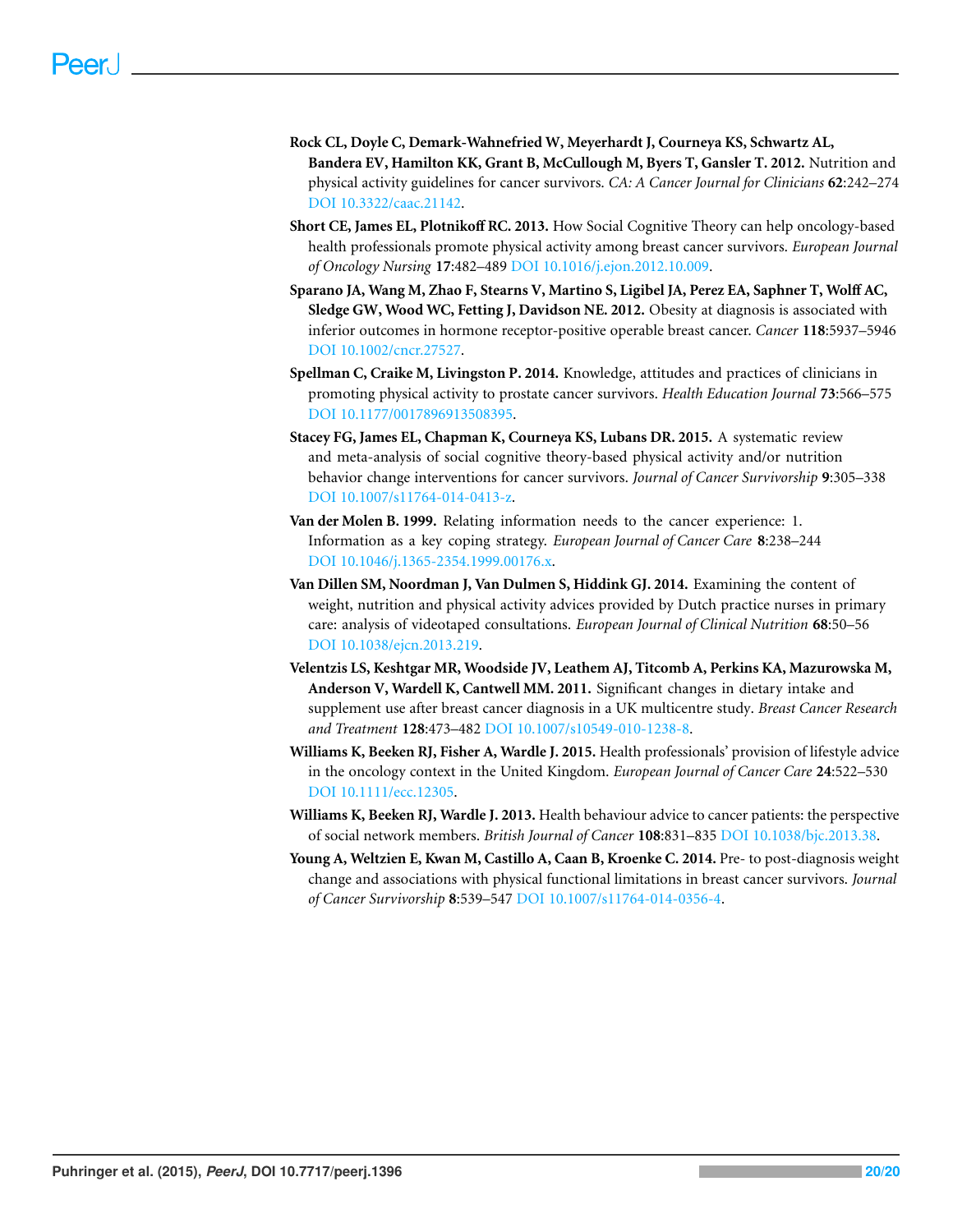**Rock CL, Doyle C, Demark-Wahnefried W, Meyerhardt J, Courneya KS, Schwartz AL, Bandera EV, Hamilton KK, Grant B, McCullough M, Byers T, Gansler T. 2012.** Nutrition and physical activity guidelines for cancer survivors. *CA: A Cancer Journal for Clinicians* **62**:242–274 DOI 10.3322/caac.21142.

**Short CE, James EL, Plotnikoff RC. 2013.** How Social Cognitive Theory can help oncology-based health professionals promote physical activity among breast cancer survivors. *European Journal of Oncology Nursing* **17**:482–489 DOI 10.1016/j.ejon.2012.10.009.

**Sparano JA, Wang M, Zhao F, Stearns V, Martino S, Ligibel JA, Perez EA, Saphner T, Wolff AC, Sledge GW, Wood WC, Fetting J, Davidson NE. 2012.** Obesity at diagnosis is associated with inferior outcomes in hormone receptor-positive operable breast cancer. *Cancer* **118**:5937–5946 DOI 10.1002/cncr.27527.

**Spellman C, Craike M, Livingston P. 2014.** Knowledge, attitudes and practices of clinicians in promoting physical activity to prostate cancer survivors. *Health Education Journal* **73**:566–575 DOI 10.1177/0017896913508395.

**Stacey FG, James EL, Chapman K, Courneya KS, Lubans DR. 2015.** A systematic review and meta-analysis of social cognitive theory-based physical activity and/or nutrition behavior change interventions for cancer survivors. *Journal of Cancer Survivorship* **9**:305–338 DOI 10.1007/s11764-014-0413-z.

**Van der Molen B. 1999.** Relating information needs to the cancer experience: 1. Information as a key coping strategy. *European Journal of Cancer Care* **8**:238–244 DOI 10.1046/j.1365-2354.1999.00176.x.

**Van Dillen SM, Noordman J, Van Dulmen S, Hiddink GJ. 2014.** Examining the content of weight, nutrition and physical activity advices provided by Dutch practice nurses in primary care: analysis of videotaped consultations. *European Journal of Clinical Nutrition* **68**:50–56 DOI 10.1038/ejcn.2013.219.

**Velentzis LS, Keshtgar MR, Woodside JV, Leathem AJ, Titcomb A, Perkins KA, Mazurowska M, Anderson V, Wardell K, Cantwell MM. 2011.** Significant changes in dietary intake and supplement use after breast cancer diagnosis in a UK multicentre study. *Breast Cancer Research and Treatment* **128**:473–482 DOI 10.1007/s10549-010-1238-8.

**Williams K, Beeken RJ, Fisher A, Wardle J. 2015.** Health professionals' provision of lifestyle advice in the oncology context in the United Kingdom. *European Journal of Cancer Care* **24**:522–530 DOI 10.1111/ecc.12305.

**Williams K, Beeken RJ, Wardle J. 2013.** Health behaviour advice to cancer patients: the perspective of social network members. *British Journal of Cancer* **108**:831–835 DOI 10.1038/bjc.2013.38.

**Young A, Weltzien E, Kwan M, Castillo A, Caan B, Kroenke C. 2014.** Pre- to post-diagnosis weight change and associations with physical functional limitations in breast cancer survivors. *Journal of Cancer Survivorship* **8**:539–547 DOI 10.1007/s11764-014-0356-4.